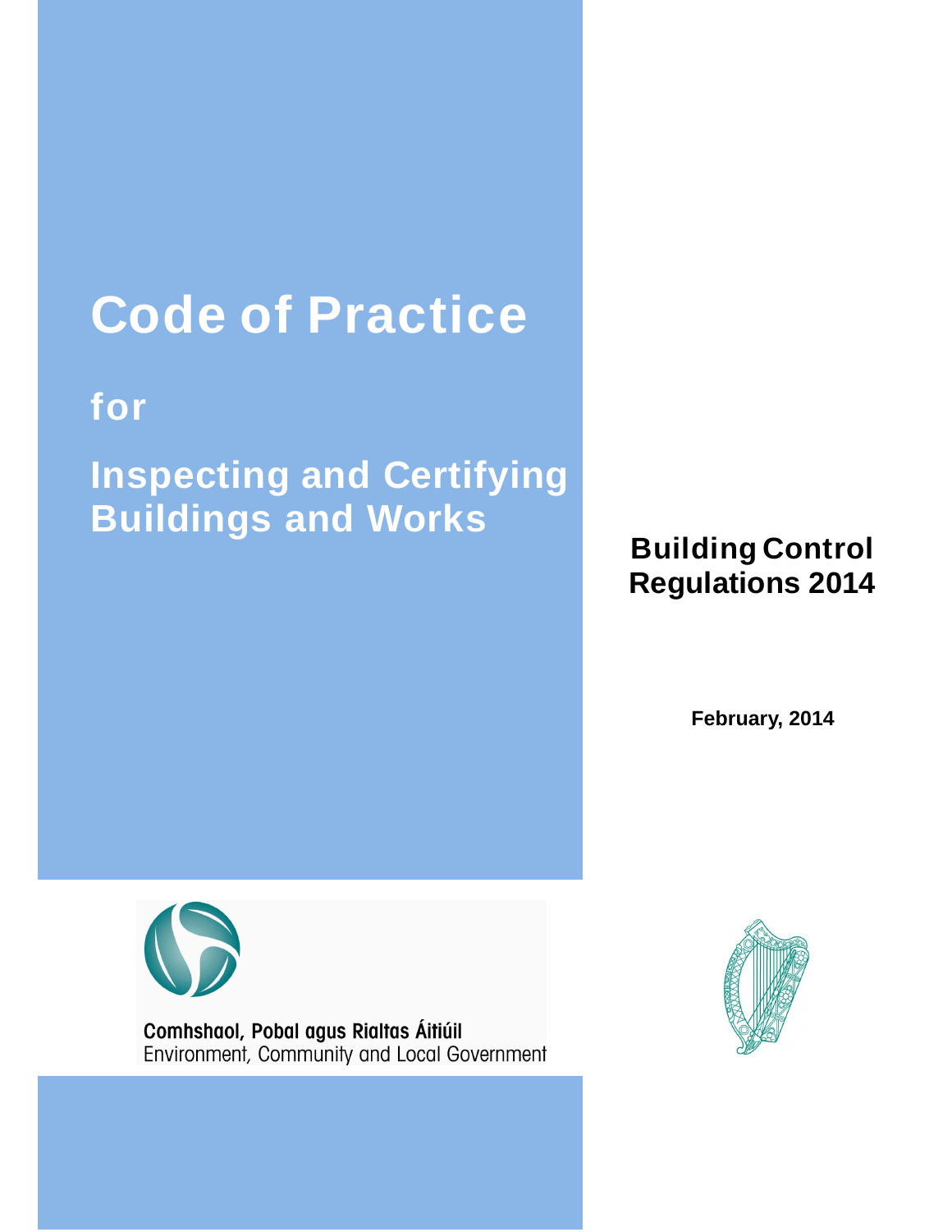# Code of Practice

## for

## Inspecting and Certifying Buildings and Works

**Building Control Regulations 2014**

**February, 2014**

Comhshaol, Pobal agus Rialtas Áitiúil
Environment, Community and Local Government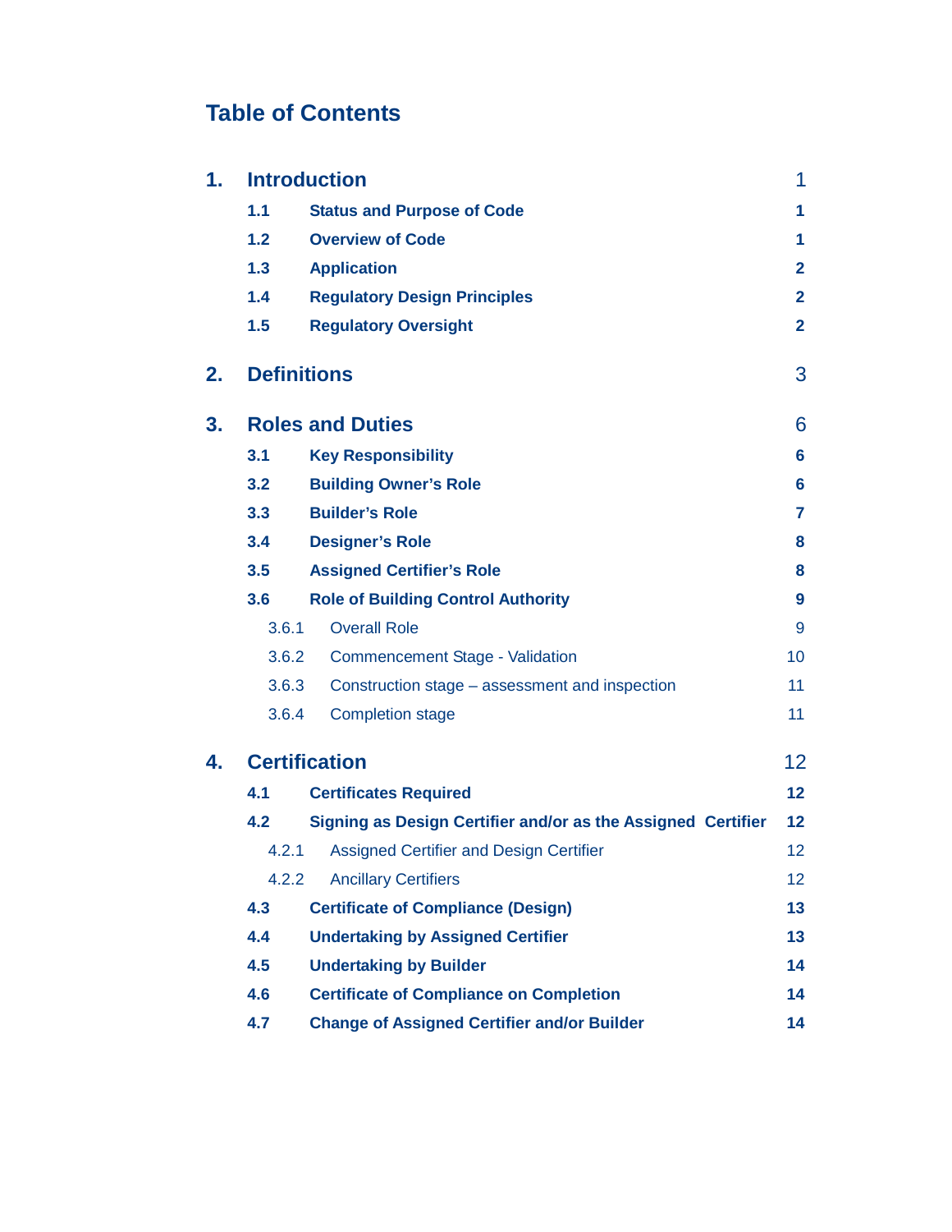# Table of Contents

| | | |
|---|---|---|
| **1.** | **Introduction** | 1 |
| **1.1** | **Status and Purpose of Code** | **1** |
| **1.2** | **Overview of Code** | **1** |
| **1.3** | **Application** | **2** |
| **1.4** | **Regulatory Design Principles** | **2** |
| **1.5** | **Regulatory Oversight** | **2** |
| **2.** | **Definitions** | 3 |
| **3.** | **Roles and Duties** | 6 |
| **3.1** | **Key Responsibility** | **6** |
| **3.2** | **Building Owner's Role** | **6** |
| **3.3** | **Builder's Role** | **7** |
| **3.4** | **Designer's Role** | **8** |
| **3.5** | **Assigned Certifier's Role** | **8** |
| **3.6** | **Role of Building Control Authority** | **9** |
| 3.6.1 | Overall Role | 9 |
| 3.6.2 | Commencement Stage - Validation | 10 |
| 3.6.3 | Construction stage – assessment and inspection | 11 |
| 3.6.4 | Completion stage | 11 |
| **4.** | **Certification** | 12 |
| **4.1** | **Certificates Required** | **12** |
| **4.2** | **Signing as Design Certifier and/or as the Assigned Certifier** | **12** |
| 4.2.1 | Assigned Certifier and Design Certifier | 12 |
| 4.2.2 | Ancillary Certifiers | 12 |
| **4.3** | **Certificate of Compliance (Design)** | **13** |
| **4.4** | **Undertaking by Assigned Certifier** | **13** |
| **4.5** | **Undertaking by Builder** | **14** |
| **4.6** | **Certificate of Compliance on Completion** | **14** |
| **4.7** | **Change of Assigned Certifier and/or Builder** | **14** |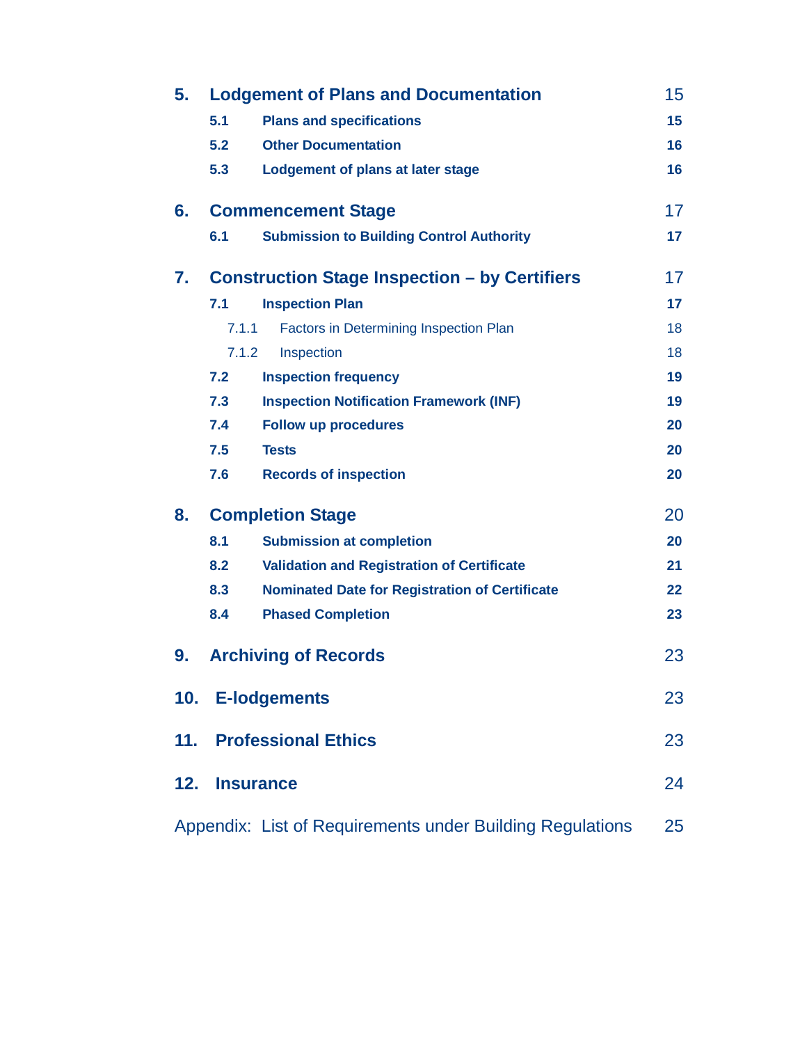| | | |
|---|---|---|
| **5.** | **Lodgement of Plans and Documentation** | 15 |
| 5.1 | Plans and specifications | 15 |
| 5.2 | Other Documentation | 16 |
| 5.3 | Lodgement of plans at later stage | 16 |
| **6.** | **Commencement Stage** | 17 |
| 6.1 | Submission to Building Control Authority | 17 |
| **7.** | **Construction Stage Inspection – by Certifiers** | 17 |
| 7.1 | Inspection Plan | 17 |
| 7.1.1 | Factors in Determining Inspection Plan | 18 |
| 7.1.2 | Inspection | 18 |
| 7.2 | Inspection frequency | 19 |
| 7.3 | Inspection Notification Framework (INF) | 19 |
| 7.4 | Follow up procedures | 20 |
| 7.5 | Tests | 20 |
| 7.6 | Records of inspection | 20 |
| **8.** | **Completion Stage** | 20 |
| 8.1 | Submission at completion | 20 |
| 8.2 | Validation and Registration of Certificate | 21 |
| 8.3 | Nominated Date for Registration of Certificate | 22 |
| 8.4 | Phased Completion | 23 |
| **9.** | **Archiving of Records** | 23 |
| **10.** | **E-lodgements** | 23 |
| **11.** | **Professional Ethics** | 23 |
| **12.** | **Insurance** | 24 |
| Appendix: | List of Requirements under Building Regulations | 25 |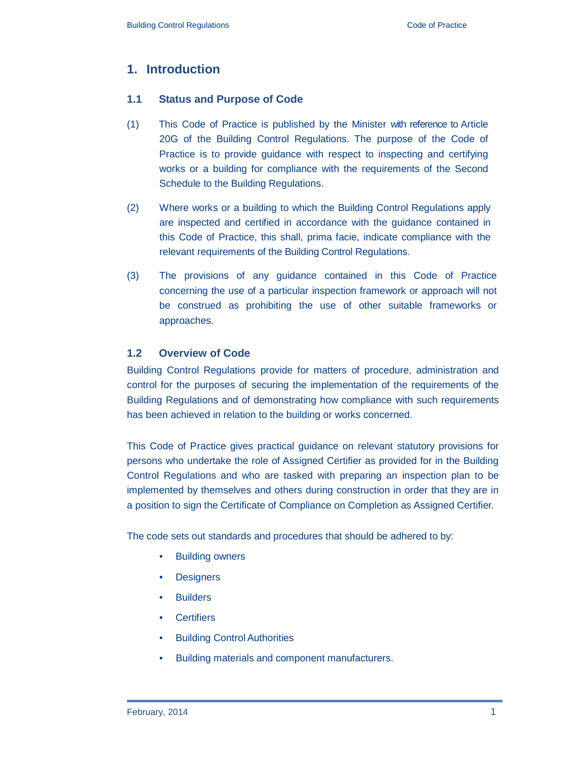# 1. Introduction

## 1.1 Status and Purpose of Code

(1) This Code of Practice is published by the Minister with reference to Article 20G of the Building Control Regulations. The purpose of the Code of Practice is to provide guidance with respect to inspecting and certifying works or a building for compliance with the requirements of the Second Schedule to the Building Regulations.

(2) Where works or a building to which the Building Control Regulations apply are inspected and certified in accordance with the guidance contained in this Code of Practice, this shall, prima facie, indicate compliance with the relevant requirements of the Building Control Regulations.

(3) The provisions of any guidance contained in this Code of Practice concerning the use of a particular inspection framework or approach will not be construed as prohibiting the use of other suitable frameworks or approaches.

## 1.2 Overview of Code

Building Control Regulations provide for matters of procedure, administration and control for the purposes of securing the implementation of the requirements of the Building Regulations and of demonstrating how compliance with such requirements has been achieved in relation to the building or works concerned.

This Code of Practice gives practical guidance on relevant statutory provisions for persons who undertake the role of Assigned Certifier as provided for in the Building Control Regulations and who are tasked with preparing an inspection plan to be implemented by themselves and others during construction in order that they are in a position to sign the Certificate of Compliance on Completion as Assigned Certifier.

The code sets out standards and procedures that should be adhered to by:

- Building owners
- Designers
- Builders
- Certifiers
- Building Control Authorities
- Building materials and component manufacturers.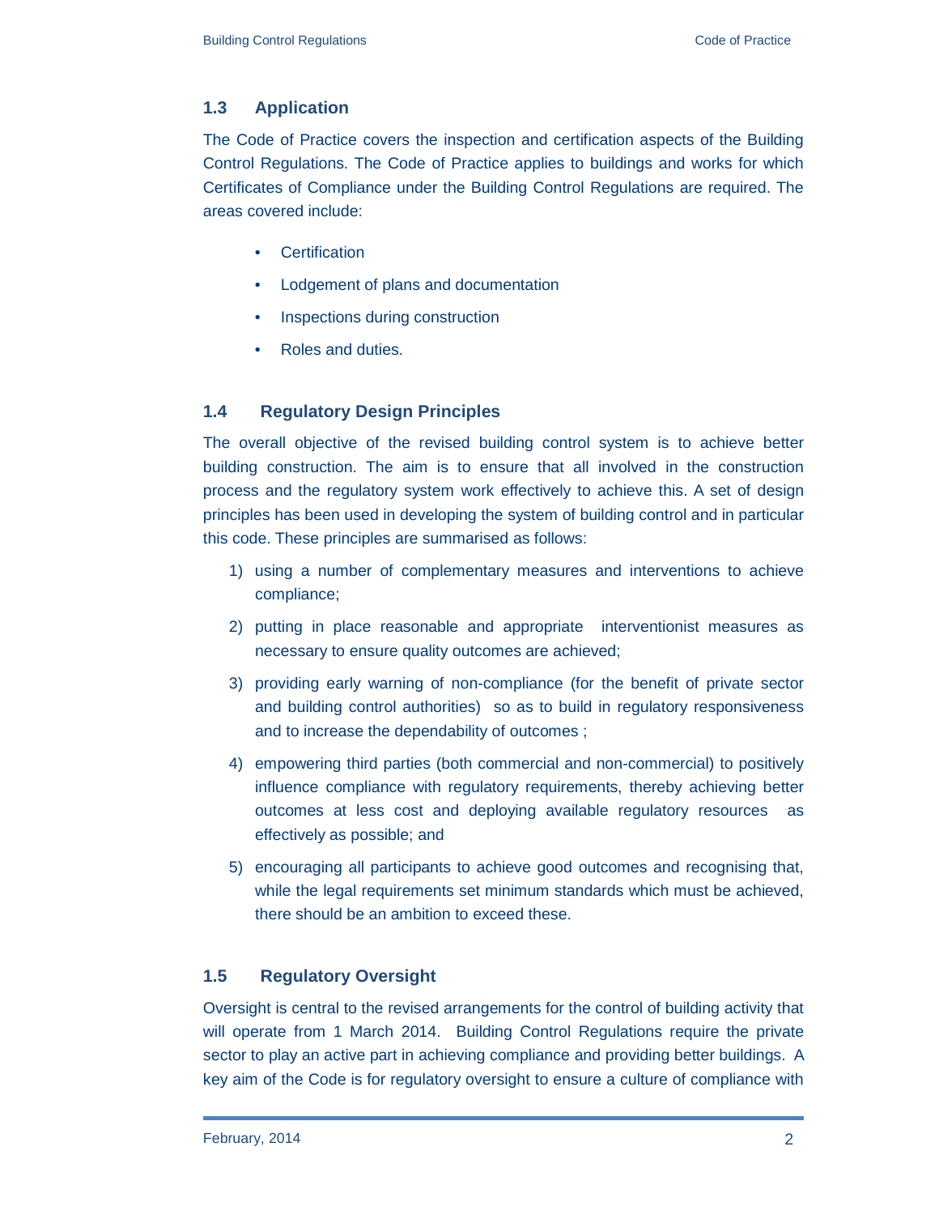### 1.3 Application

The Code of Practice covers the inspection and certification aspects of the Building Control Regulations. The Code of Practice applies to buildings and works for which Certificates of Compliance under the Building Control Regulations are required. The areas covered include:

- Certification
- Lodgement of plans and documentation
- Inspections during construction
- Roles and duties.

### 1.4 Regulatory Design Principles

The overall objective of the revised building control system is to achieve better building construction. The aim is to ensure that all involved in the construction process and the regulatory system work effectively to achieve this. A set of design principles has been used in developing the system of building control and in particular this code. These principles are summarised as follows:

1) using a number of complementary measures and interventions to achieve compliance;
2) putting in place reasonable and appropriate interventionist measures as necessary to ensure quality outcomes are achieved;
3) providing early warning of non-compliance (for the benefit of private sector and building control authorities) so as to build in regulatory responsiveness and to increase the dependability of outcomes ;
4) empowering third parties (both commercial and non-commercial) to positively influence compliance with regulatory requirements, thereby achieving better outcomes at less cost and deploying available regulatory resources as effectively as possible; and
5) encouraging all participants to achieve good outcomes and recognising that, while the legal requirements set minimum standards which must be achieved, there should be an ambition to exceed these.

### 1.5 Regulatory Oversight

Oversight is central to the revised arrangements for the control of building activity that will operate from 1 March 2014. Building Control Regulations require the private sector to play an active part in achieving compliance and providing better buildings. A key aim of the Code is for regulatory oversight to ensure a culture of compliance with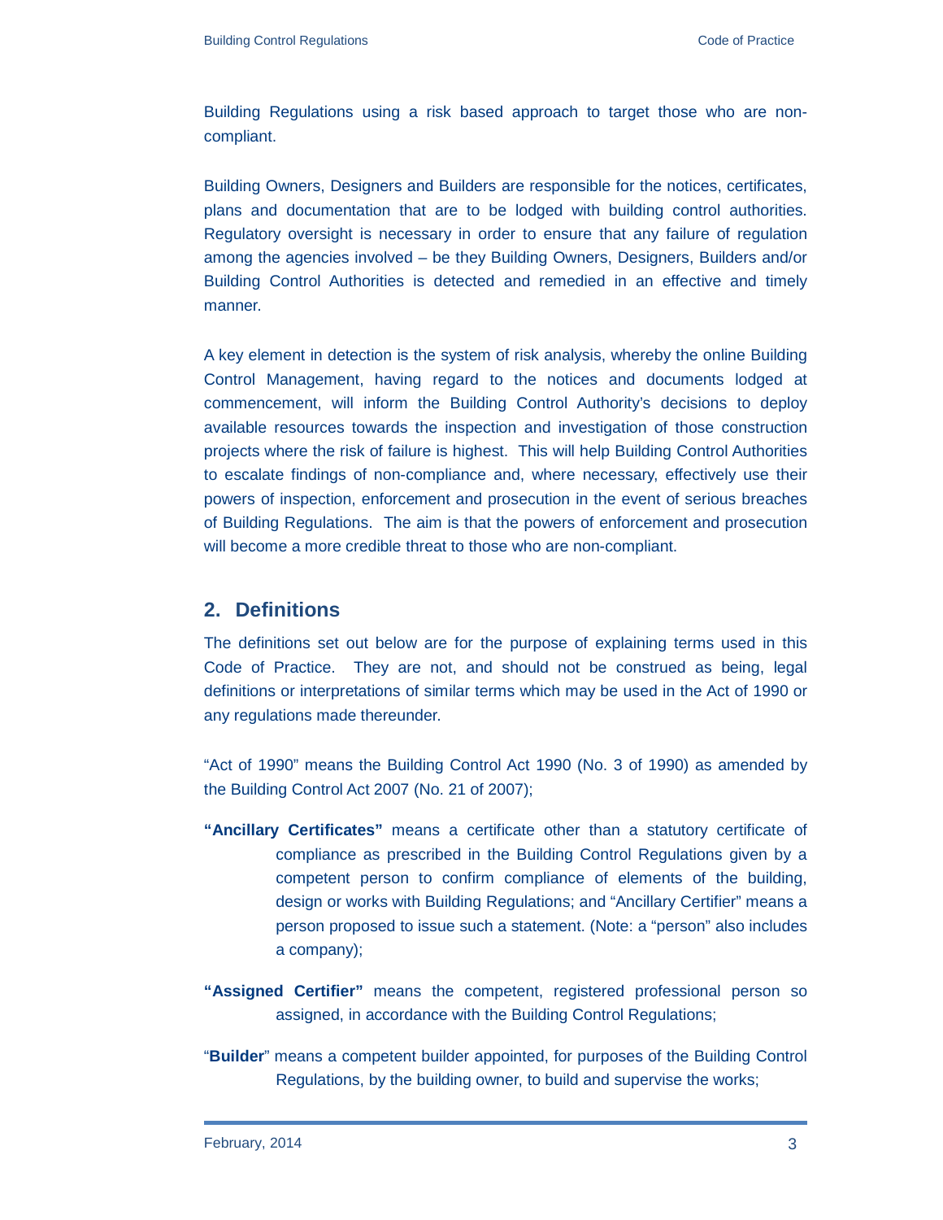Building Regulations using a risk based approach to target those who are non-compliant.

Building Owners, Designers and Builders are responsible for the notices, certificates, plans and documentation that are to be lodged with building control authorities. Regulatory oversight is necessary in order to ensure that any failure of regulation among the agencies involved – be they Building Owners, Designers, Builders and/or Building Control Authorities is detected and remedied in an effective and timely manner.

A key element in detection is the system of risk analysis, whereby the online Building Control Management, having regard to the notices and documents lodged at commencement, will inform the Building Control Authority's decisions to deploy available resources towards the inspection and investigation of those construction projects where the risk of failure is highest. This will help Building Control Authorities to escalate findings of non-compliance and, where necessary, effectively use their powers of inspection, enforcement and prosecution in the event of serious breaches of Building Regulations. The aim is that the powers of enforcement and prosecution will become a more credible threat to those who are non-compliant.

## 2. Definitions

The definitions set out below are for the purpose of explaining terms used in this Code of Practice. They are not, and should not be construed as being, legal definitions or interpretations of similar terms which may be used in the Act of 1990 or any regulations made thereunder.

"Act of 1990" means the Building Control Act 1990 (No. 3 of 1990) as amended by the Building Control Act 2007 (No. 21 of 2007);

**"Ancillary Certificates"** means a certificate other than a statutory certificate of compliance as prescribed in the Building Control Regulations given by a competent person to confirm compliance of elements of the building, design or works with Building Regulations; and "Ancillary Certifier" means a person proposed to issue such a statement. (Note: a "person" also includes a company);

**"Assigned Certifier"** means the competent, registered professional person so assigned, in accordance with the Building Control Regulations;

"**Builder**" means a competent builder appointed, for purposes of the Building Control Regulations, by the building owner, to build and supervise the works;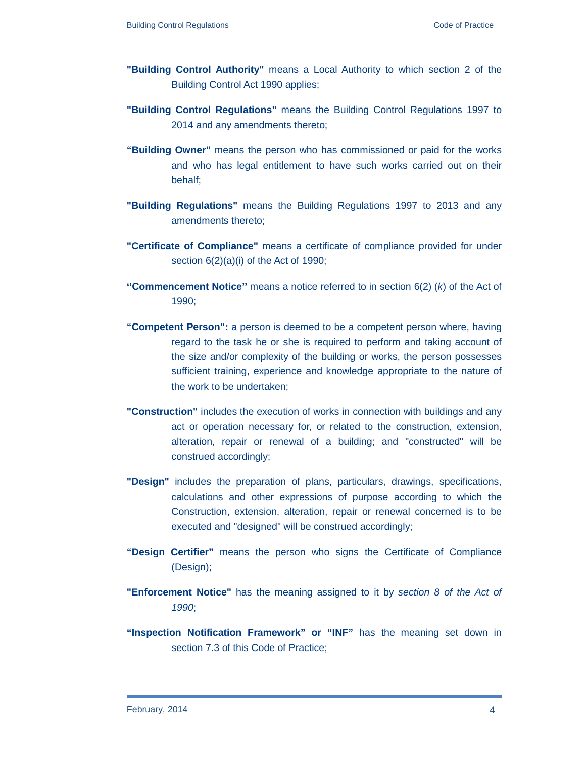**"Building Control Authority"** means a Local Authority to which section 2 of the Building Control Act 1990 applies;

**"Building Control Regulations"** means the Building Control Regulations 1997 to 2014 and any amendments thereto;

**"Building Owner"** means the person who has commissioned or paid for the works and who has legal entitlement to have such works carried out on their behalf;

**"Building Regulations"** means the Building Regulations 1997 to 2013 and any amendments thereto;

**"Certificate of Compliance"** means a certificate of compliance provided for under section 6(2)(a)(i) of the Act of 1990;

**"Commencement Notice"** means a notice referred to in section 6(2) (*k*) of the Act of 1990;

**"Competent Person":** a person is deemed to be a competent person where, having regard to the task he or she is required to perform and taking account of the size and/or complexity of the building or works, the person possesses sufficient training, experience and knowledge appropriate to the nature of the work to be undertaken;

**"Construction"** includes the execution of works in connection with buildings and any act or operation necessary for, or related to the construction, extension, alteration, repair or renewal of a building; and "constructed" will be construed accordingly;

**"Design"** includes the preparation of plans, particulars, drawings, specifications, calculations and other expressions of purpose according to which the Construction, extension, alteration, repair or renewal concerned is to be executed and "designed" will be construed accordingly;

**"Design Certifier"** means the person who signs the Certificate of Compliance (Design);

**"Enforcement Notice"** has the meaning assigned to it by *section 8 of the Act of 1990*;

**"Inspection Notification Framework" or "INF"** has the meaning set down in section 7.3 of this Code of Practice;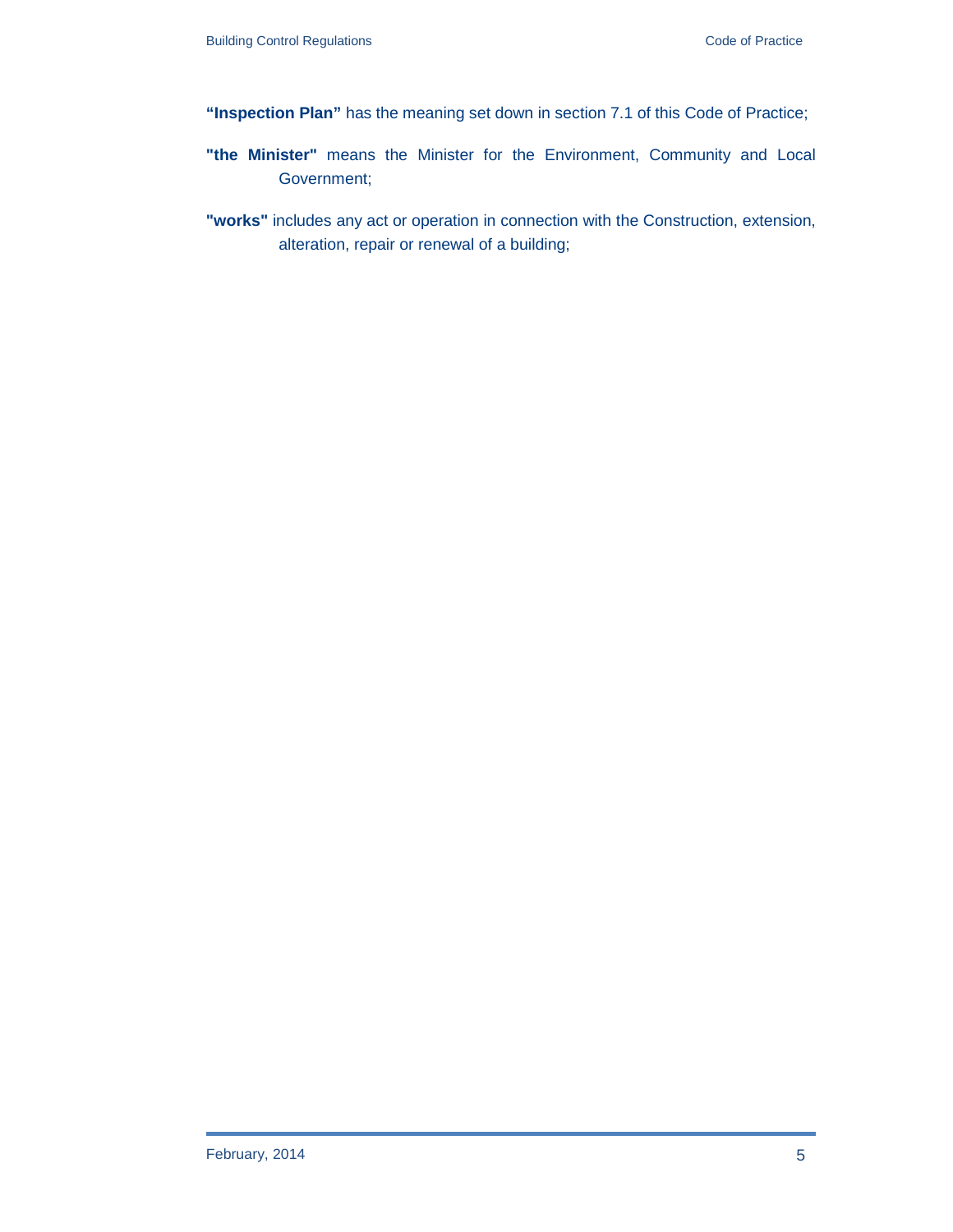**"Inspection Plan"** has the meaning set down in section 7.1 of this Code of Practice;

**"the Minister"** means the Minister for the Environment, Community and Local Government;

**"works"** includes any act or operation in connection with the Construction, extension, alteration, repair or renewal of a building;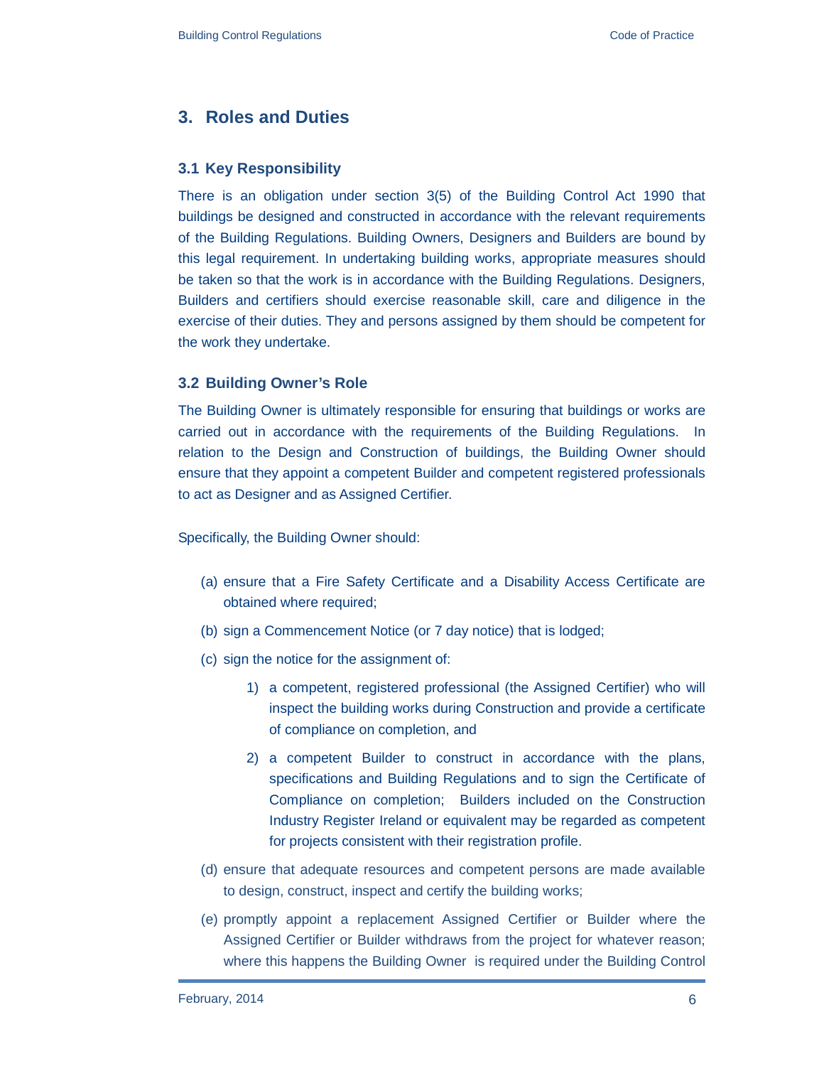## 3. Roles and Duties

### 3.1 Key Responsibility

There is an obligation under section 3(5) of the Building Control Act 1990 that buildings be designed and constructed in accordance with the relevant requirements of the Building Regulations. Building Owners, Designers and Builders are bound by this legal requirement. In undertaking building works, appropriate measures should be taken so that the work is in accordance with the Building Regulations. Designers, Builders and certifiers should exercise reasonable skill, care and diligence in the exercise of their duties. They and persons assigned by them should be competent for the work they undertake.

### 3.2 Building Owner's Role

The Building Owner is ultimately responsible for ensuring that buildings or works are carried out in accordance with the requirements of the Building Regulations. In relation to the Design and Construction of buildings, the Building Owner should ensure that they appoint a competent Builder and competent registered professionals to act as Designer and as Assigned Certifier.

Specifically, the Building Owner should:

(a) ensure that a Fire Safety Certificate and a Disability Access Certificate are obtained where required;

(b) sign a Commencement Notice (or 7 day notice) that is lodged;

(c) sign the notice for the assignment of:

  1) a competent, registered professional (the Assigned Certifier) who will inspect the building works during Construction and provide a certificate of compliance on completion, and

  2) a competent Builder to construct in accordance with the plans, specifications and Building Regulations and to sign the Certificate of Compliance on completion; Builders included on the Construction Industry Register Ireland or equivalent may be regarded as competent for projects consistent with their registration profile.

(d) ensure that adequate resources and competent persons are made available to design, construct, inspect and certify the building works;

(e) promptly appoint a replacement Assigned Certifier or Builder where the Assigned Certifier or Builder withdraws from the project for whatever reason; where this happens the Building Owner is required under the Building Control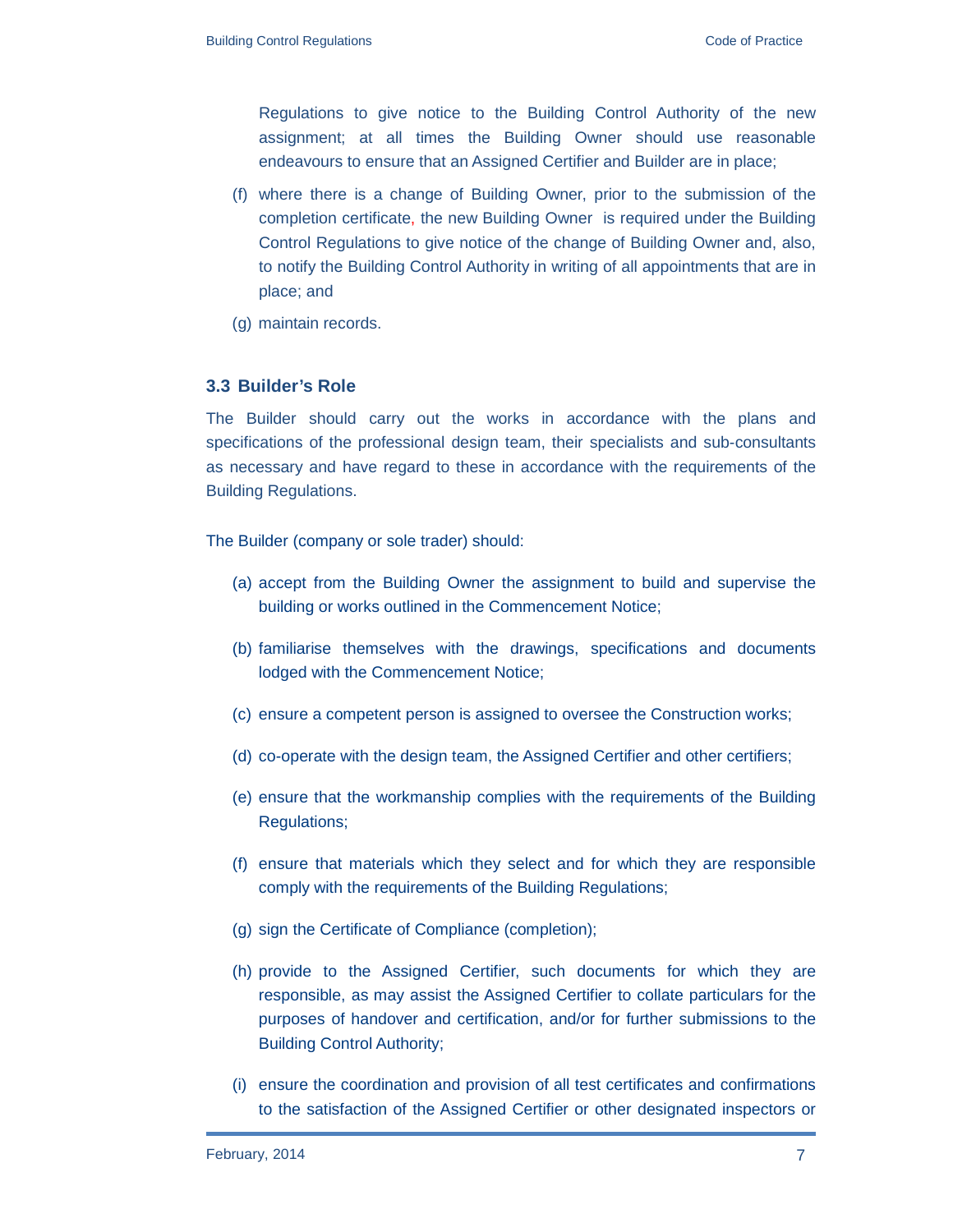Regulations to give notice to the Building Control Authority of the new assignment; at all times the Building Owner should use reasonable endeavours to ensure that an Assigned Certifier and Builder are in place;

(f) where there is a change of Building Owner, prior to the submission of the completion certificate, the new Building Owner is required under the Building Control Regulations to give notice of the change of Building Owner and, also, to notify the Building Control Authority in writing of all appointments that are in place; and

(g) maintain records.

### 3.3 Builder's Role

The Builder should carry out the works in accordance with the plans and specifications of the professional design team, their specialists and sub-consultants as necessary and have regard to these in accordance with the requirements of the Building Regulations.

The Builder (company or sole trader) should:

(a) accept from the Building Owner the assignment to build and supervise the building or works outlined in the Commencement Notice;

(b) familiarise themselves with the drawings, specifications and documents lodged with the Commencement Notice;

(c) ensure a competent person is assigned to oversee the Construction works;

(d) co-operate with the design team, the Assigned Certifier and other certifiers;

(e) ensure that the workmanship complies with the requirements of the Building Regulations;

(f) ensure that materials which they select and for which they are responsible comply with the requirements of the Building Regulations;

(g) sign the Certificate of Compliance (completion);

(h) provide to the Assigned Certifier, such documents for which they are responsible, as may assist the Assigned Certifier to collate particulars for the purposes of handover and certification, and/or for further submissions to the Building Control Authority;

(i) ensure the coordination and provision of all test certificates and confirmations to the satisfaction of the Assigned Certifier or other designated inspectors or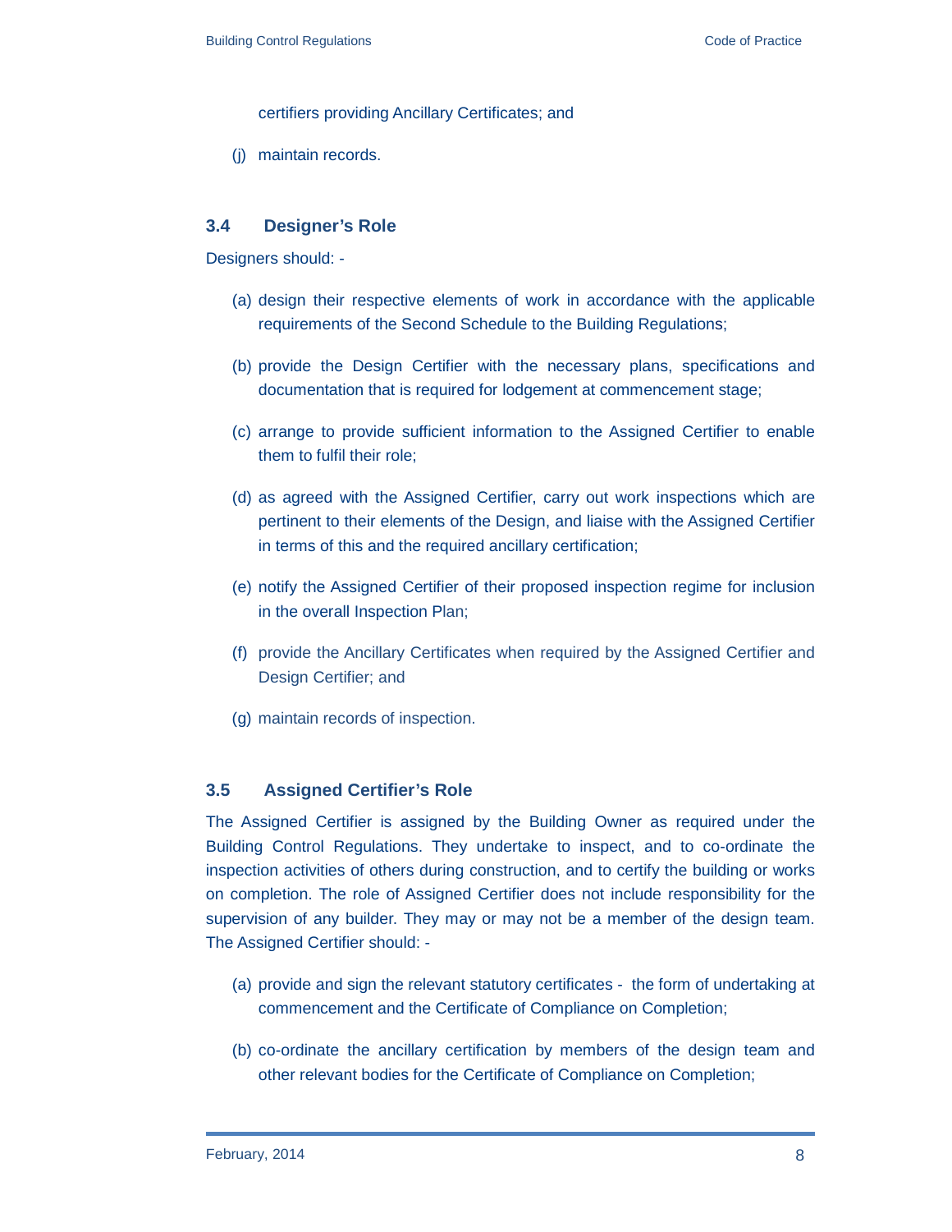certifiers providing Ancillary Certificates; and

(j) maintain records.

### 3.4 Designer's Role

Designers should: -

(a) design their respective elements of work in accordance with the applicable requirements of the Second Schedule to the Building Regulations;

(b) provide the Design Certifier with the necessary plans, specifications and documentation that is required for lodgement at commencement stage;

(c) arrange to provide sufficient information to the Assigned Certifier to enable them to fulfil their role;

(d) as agreed with the Assigned Certifier, carry out work inspections which are pertinent to their elements of the Design, and liaise with the Assigned Certifier in terms of this and the required ancillary certification;

(e) notify the Assigned Certifier of their proposed inspection regime for inclusion in the overall Inspection Plan;

(f) provide the Ancillary Certificates when required by the Assigned Certifier and Design Certifier; and

(g) maintain records of inspection.

### 3.5 Assigned Certifier's Role

The Assigned Certifier is assigned by the Building Owner as required under the Building Control Regulations. They undertake to inspect, and to co-ordinate the inspection activities of others during construction, and to certify the building or works on completion. The role of Assigned Certifier does not include responsibility for the supervision of any builder. They may or may not be a member of the design team. The Assigned Certifier should: -

(a) provide and sign the relevant statutory certificates - the form of undertaking at commencement and the Certificate of Compliance on Completion;

(b) co-ordinate the ancillary certification by members of the design team and other relevant bodies for the Certificate of Compliance on Completion;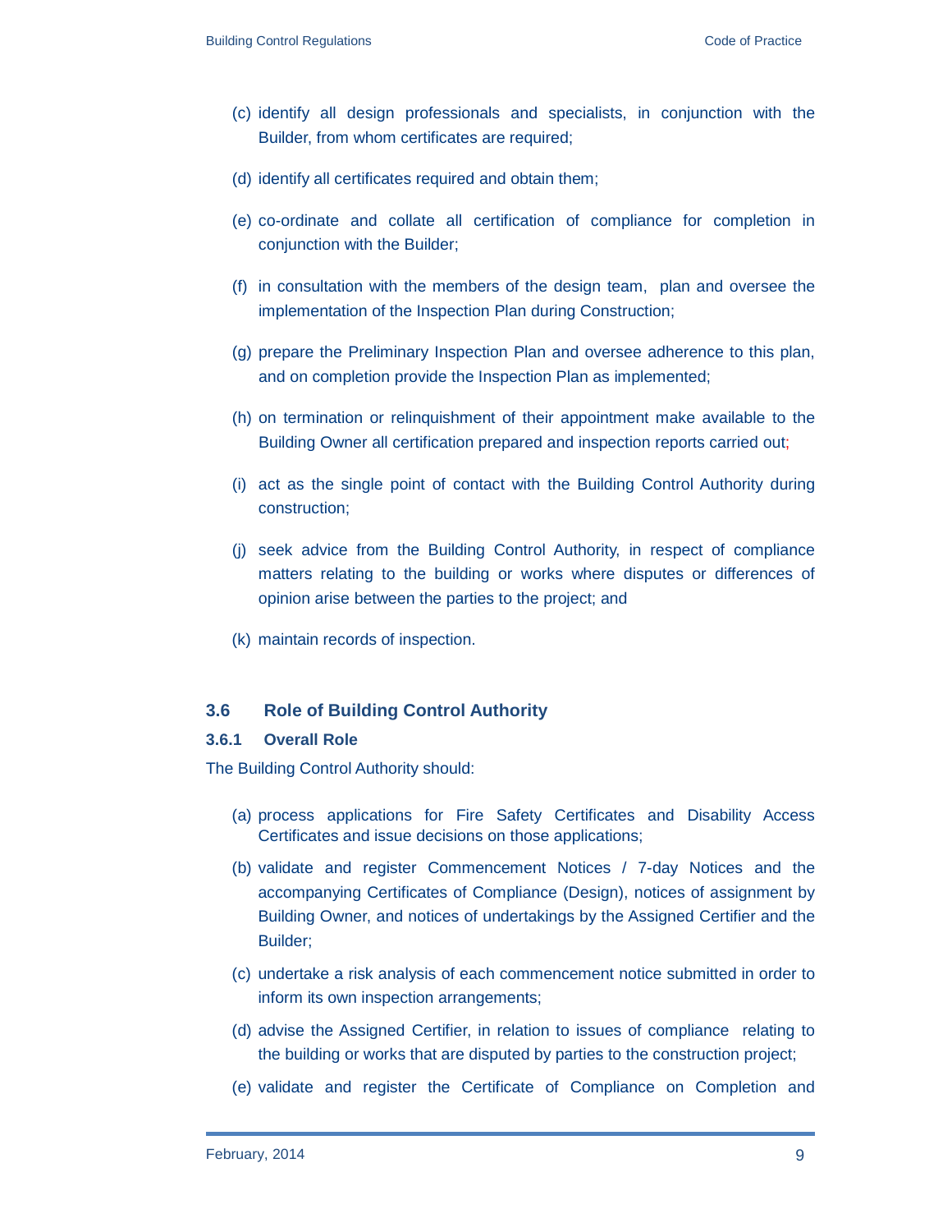(c) identify all design professionals and specialists, in conjunction with the Builder, from whom certificates are required;

(d) identify all certificates required and obtain them;

(e) co-ordinate and collate all certification of compliance for completion in conjunction with the Builder;

(f) in consultation with the members of the design team, plan and oversee the implementation of the Inspection Plan during Construction;

(g) prepare the Preliminary Inspection Plan and oversee adherence to this plan, and on completion provide the Inspection Plan as implemented;

(h) on termination or relinquishment of their appointment make available to the Building Owner all certification prepared and inspection reports carried out;

(i) act as the single point of contact with the Building Control Authority during construction;

(j) seek advice from the Building Control Authority, in respect of compliance matters relating to the building or works where disputes or differences of opinion arise between the parties to the project; and

(k) maintain records of inspection.

### 3.6 Role of Building Control Authority

#### 3.6.1 Overall Role

The Building Control Authority should:

(a) process applications for Fire Safety Certificates and Disability Access Certificates and issue decisions on those applications;

(b) validate and register Commencement Notices / 7-day Notices and the accompanying Certificates of Compliance (Design), notices of assignment by Building Owner, and notices of undertakings by the Assigned Certifier and the Builder;

(c) undertake a risk analysis of each commencement notice submitted in order to inform its own inspection arrangements;

(d) advise the Assigned Certifier, in relation to issues of compliance relating to the building or works that are disputed by parties to the construction project;

(e) validate and register the Certificate of Compliance on Completion and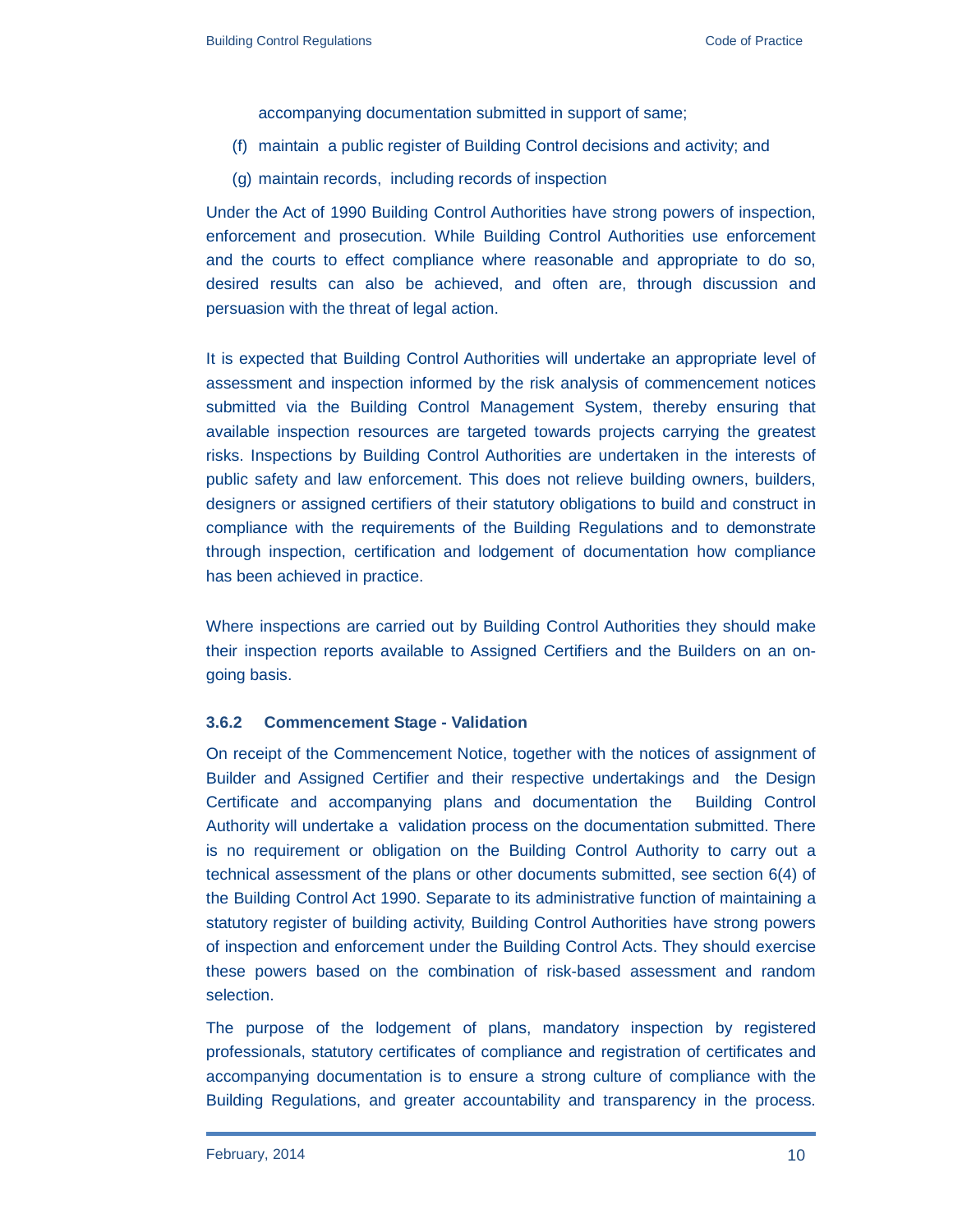accompanying documentation submitted in support of same;

(f) maintain a public register of Building Control decisions and activity; and

(g) maintain records, including records of inspection

Under the Act of 1990 Building Control Authorities have strong powers of inspection, enforcement and prosecution. While Building Control Authorities use enforcement and the courts to effect compliance where reasonable and appropriate to do so, desired results can also be achieved, and often are, through discussion and persuasion with the threat of legal action.

It is expected that Building Control Authorities will undertake an appropriate level of assessment and inspection informed by the risk analysis of commencement notices submitted via the Building Control Management System, thereby ensuring that available inspection resources are targeted towards projects carrying the greatest risks. Inspections by Building Control Authorities are undertaken in the interests of public safety and law enforcement. This does not relieve building owners, builders, designers or assigned certifiers of their statutory obligations to build and construct in compliance with the requirements of the Building Regulations and to demonstrate through inspection, certification and lodgement of documentation how compliance has been achieved in practice.

Where inspections are carried out by Building Control Authorities they should make their inspection reports available to Assigned Certifiers and the Builders on an on-going basis.

### 3.6.2 Commencement Stage - Validation

On receipt of the Commencement Notice, together with the notices of assignment of Builder and Assigned Certifier and their respective undertakings and the Design Certificate and accompanying plans and documentation the Building Control Authority will undertake a validation process on the documentation submitted. There is no requirement or obligation on the Building Control Authority to carry out a technical assessment of the plans or other documents submitted, see section 6(4) of the Building Control Act 1990. Separate to its administrative function of maintaining a statutory register of building activity, Building Control Authorities have strong powers of inspection and enforcement under the Building Control Acts. They should exercise these powers based on the combination of risk-based assessment and random selection.

The purpose of the lodgement of plans, mandatory inspection by registered professionals, statutory certificates of compliance and registration of certificates and accompanying documentation is to ensure a strong culture of compliance with the Building Regulations, and greater accountability and transparency in the process.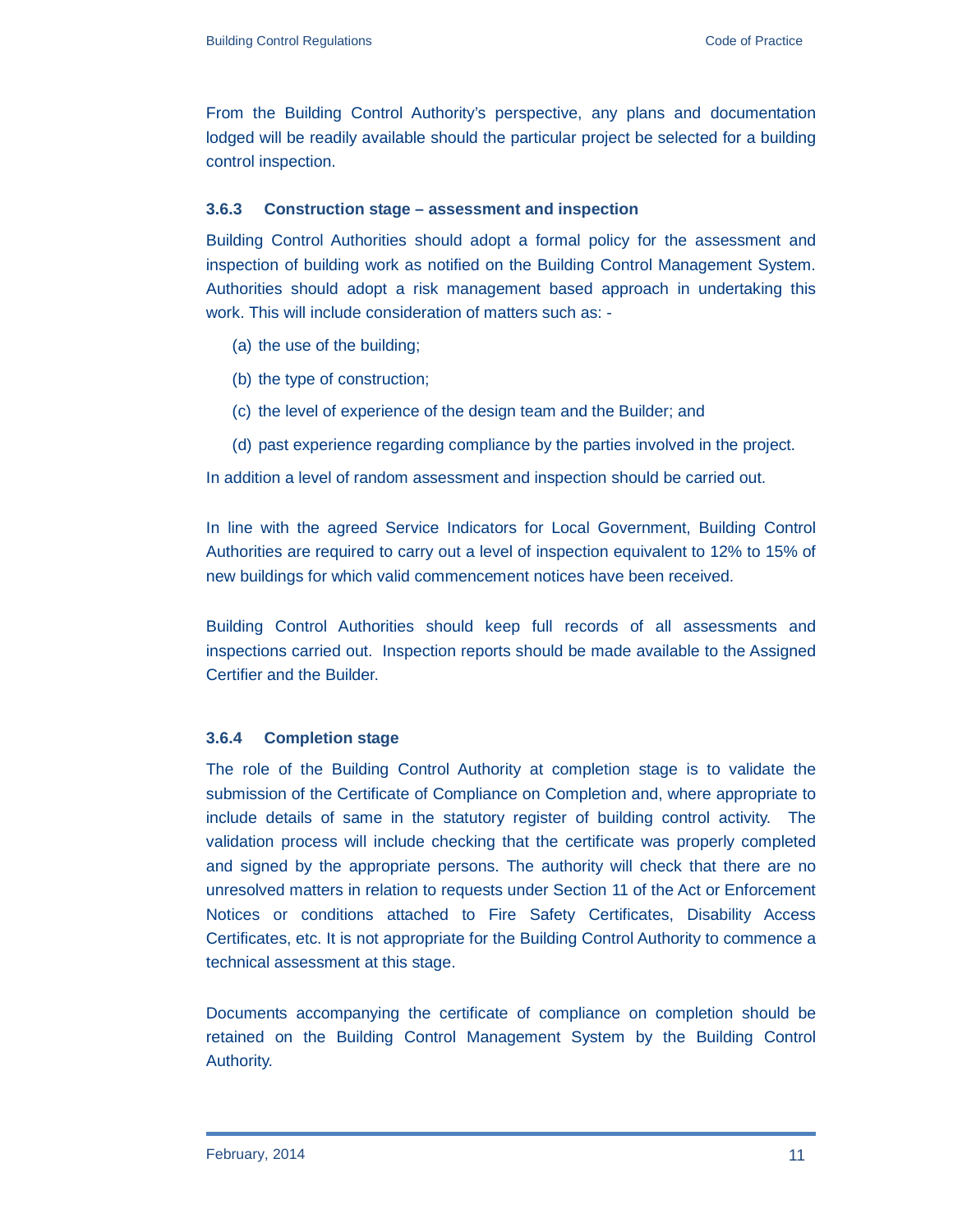From the Building Control Authority's perspective, any plans and documentation lodged will be readily available should the particular project be selected for a building control inspection.

### 3.6.3 Construction stage – assessment and inspection

Building Control Authorities should adopt a formal policy for the assessment and inspection of building work as notified on the Building Control Management System. Authorities should adopt a risk management based approach in undertaking this work. This will include consideration of matters such as: -

(a) the use of the building;

(b) the type of construction;

(c) the level of experience of the design team and the Builder; and

(d) past experience regarding compliance by the parties involved in the project.

In addition a level of random assessment and inspection should be carried out.

In line with the agreed Service Indicators for Local Government, Building Control Authorities are required to carry out a level of inspection equivalent to 12% to 15% of new buildings for which valid commencement notices have been received.

Building Control Authorities should keep full records of all assessments and inspections carried out. Inspection reports should be made available to the Assigned Certifier and the Builder.

### 3.6.4 Completion stage

The role of the Building Control Authority at completion stage is to validate the submission of the Certificate of Compliance on Completion and, where appropriate to include details of same in the statutory register of building control activity. The validation process will include checking that the certificate was properly completed and signed by the appropriate persons. The authority will check that there are no unresolved matters in relation to requests under Section 11 of the Act or Enforcement Notices or conditions attached to Fire Safety Certificates, Disability Access Certificates, etc. It is not appropriate for the Building Control Authority to commence a technical assessment at this stage.

Documents accompanying the certificate of compliance on completion should be retained on the Building Control Management System by the Building Control Authority.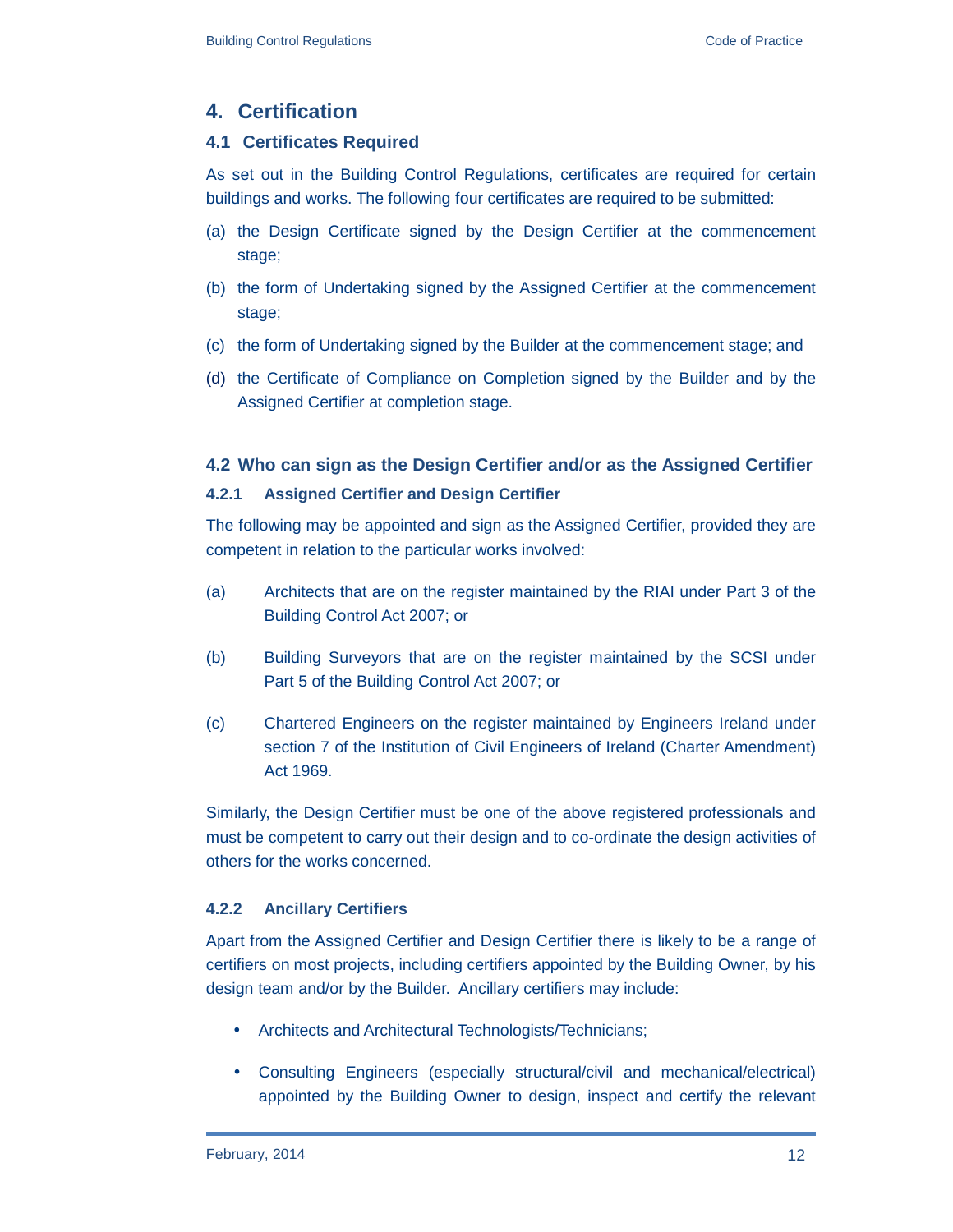# 4. Certification

## 4.1 Certificates Required

As set out in the Building Control Regulations, certificates are required for certain buildings and works. The following four certificates are required to be submitted:

(a) the Design Certificate signed by the Design Certifier at the commencement stage;

(b) the form of Undertaking signed by the Assigned Certifier at the commencement stage;

(c) the form of Undertaking signed by the Builder at the commencement stage; and

(d) the Certificate of Compliance on Completion signed by the Builder and by the Assigned Certifier at completion stage.

## 4.2 Who can sign as the Design Certifier and/or as the Assigned Certifier

### 4.2.1 Assigned Certifier and Design Certifier

The following may be appointed and sign as the Assigned Certifier, provided they are competent in relation to the particular works involved:

(a) Architects that are on the register maintained by the RIAI under Part 3 of the Building Control Act 2007; or

(b) Building Surveyors that are on the register maintained by the SCSI under Part 5 of the Building Control Act 2007; or

(c) Chartered Engineers on the register maintained by Engineers Ireland under section 7 of the Institution of Civil Engineers of Ireland (Charter Amendment) Act 1969.

Similarly, the Design Certifier must be one of the above registered professionals and must be competent to carry out their design and to co-ordinate the design activities of others for the works concerned.

### 4.2.2 Ancillary Certifiers

Apart from the Assigned Certifier and Design Certifier there is likely to be a range of certifiers on most projects, including certifiers appointed by the Building Owner, by his design team and/or by the Builder. Ancillary certifiers may include:

- Architects and Architectural Technologists/Technicians;
- Consulting Engineers (especially structural/civil and mechanical/electrical) appointed by the Building Owner to design, inspect and certify the relevant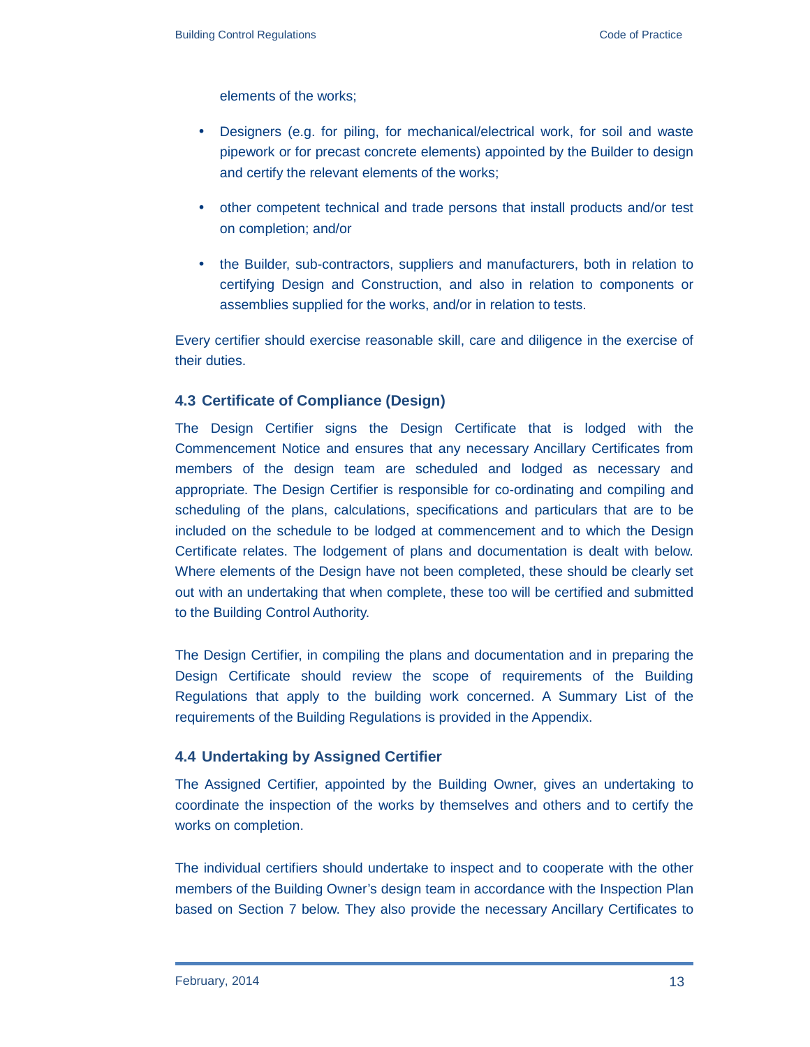elements of the works;

- Designers (e.g. for piling, for mechanical/electrical work, for soil and waste pipework or for precast concrete elements) appointed by the Builder to design and certify the relevant elements of the works;
- other competent technical and trade persons that install products and/or test on completion; and/or
- the Builder, sub-contractors, suppliers and manufacturers, both in relation to certifying Design and Construction, and also in relation to components or assemblies supplied for the works, and/or in relation to tests.

Every certifier should exercise reasonable skill, care and diligence in the exercise of their duties.

### 4.3 Certificate of Compliance (Design)

The Design Certifier signs the Design Certificate that is lodged with the Commencement Notice and ensures that any necessary Ancillary Certificates from members of the design team are scheduled and lodged as necessary and appropriate. The Design Certifier is responsible for co-ordinating and compiling and scheduling of the plans, calculations, specifications and particulars that are to be included on the schedule to be lodged at commencement and to which the Design Certificate relates. The lodgement of plans and documentation is dealt with below. Where elements of the Design have not been completed, these should be clearly set out with an undertaking that when complete, these too will be certified and submitted to the Building Control Authority.

The Design Certifier, in compiling the plans and documentation and in preparing the Design Certificate should review the scope of requirements of the Building Regulations that apply to the building work concerned. A Summary List of the requirements of the Building Regulations is provided in the Appendix.

### 4.4 Undertaking by Assigned Certifier

The Assigned Certifier, appointed by the Building Owner, gives an undertaking to coordinate the inspection of the works by themselves and others and to certify the works on completion.

The individual certifiers should undertake to inspect and to cooperate with the other members of the Building Owner's design team in accordance with the Inspection Plan based on Section 7 below. They also provide the necessary Ancillary Certificates to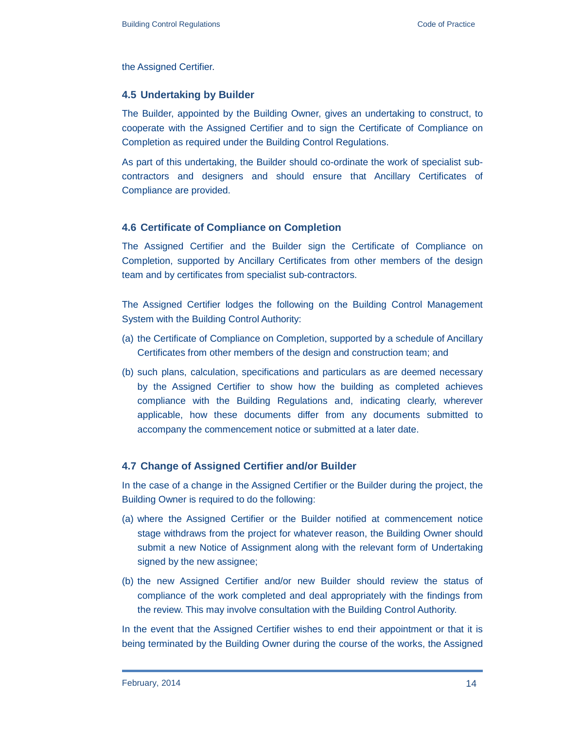the Assigned Certifier.

### 4.5 Undertaking by Builder

The Builder, appointed by the Building Owner, gives an undertaking to construct, to cooperate with the Assigned Certifier and to sign the Certificate of Compliance on Completion as required under the Building Control Regulations.

As part of this undertaking, the Builder should co-ordinate the work of specialist sub-contractors and designers and should ensure that Ancillary Certificates of Compliance are provided.

### 4.6 Certificate of Compliance on Completion

The Assigned Certifier and the Builder sign the Certificate of Compliance on Completion, supported by Ancillary Certificates from other members of the design team and by certificates from specialist sub-contractors.

The Assigned Certifier lodges the following on the Building Control Management System with the Building Control Authority:

(a) the Certificate of Compliance on Completion, supported by a schedule of Ancillary Certificates from other members of the design and construction team; and

(b) such plans, calculation, specifications and particulars as are deemed necessary by the Assigned Certifier to show how the building as completed achieves compliance with the Building Regulations and, indicating clearly, wherever applicable, how these documents differ from any documents submitted to accompany the commencement notice or submitted at a later date.

### 4.7 Change of Assigned Certifier and/or Builder

In the case of a change in the Assigned Certifier or the Builder during the project, the Building Owner is required to do the following:

(a) where the Assigned Certifier or the Builder notified at commencement notice stage withdraws from the project for whatever reason, the Building Owner should submit a new Notice of Assignment along with the relevant form of Undertaking signed by the new assignee;

(b) the new Assigned Certifier and/or new Builder should review the status of compliance of the work completed and deal appropriately with the findings from the review. This may involve consultation with the Building Control Authority.

In the event that the Assigned Certifier wishes to end their appointment or that it is being terminated by the Building Owner during the course of the works, the Assigned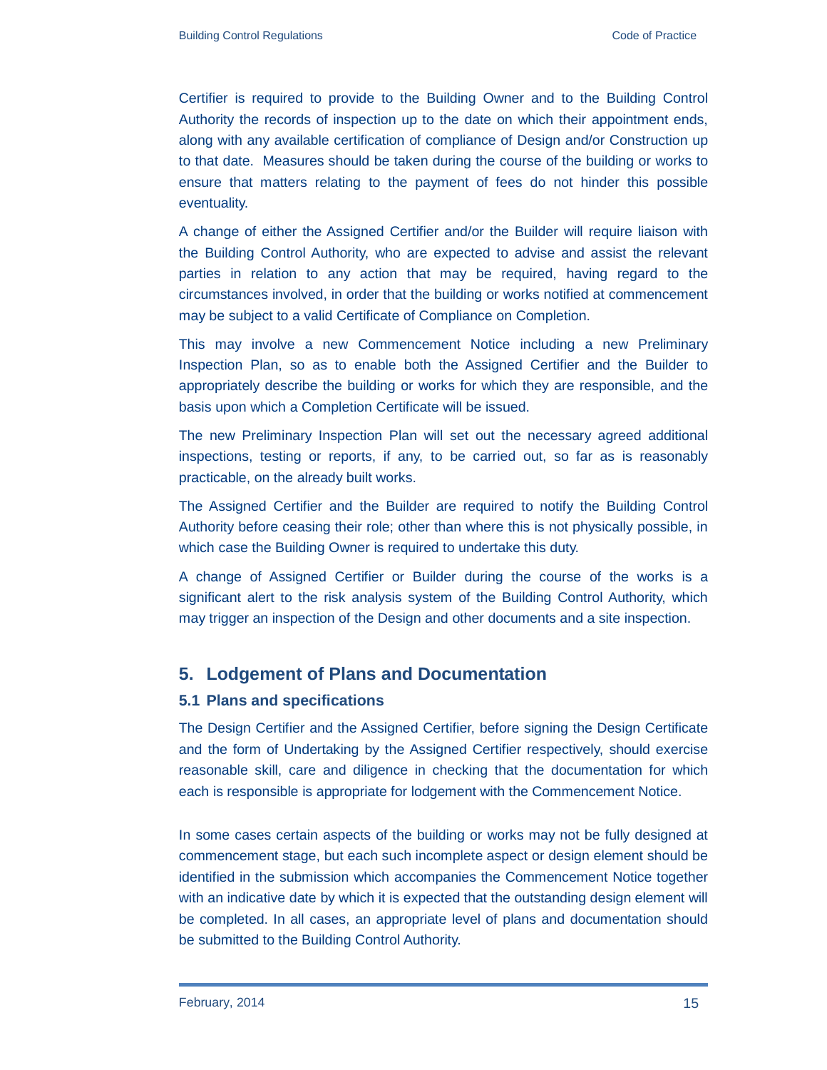Certifier is required to provide to the Building Owner and to the Building Control Authority the records of inspection up to the date on which their appointment ends, along with any available certification of compliance of Design and/or Construction up to that date. Measures should be taken during the course of the building or works to ensure that matters relating to the payment of fees do not hinder this possible eventuality.

A change of either the Assigned Certifier and/or the Builder will require liaison with the Building Control Authority, who are expected to advise and assist the relevant parties in relation to any action that may be required, having regard to the circumstances involved, in order that the building or works notified at commencement may be subject to a valid Certificate of Compliance on Completion.

This may involve a new Commencement Notice including a new Preliminary Inspection Plan, so as to enable both the Assigned Certifier and the Builder to appropriately describe the building or works for which they are responsible, and the basis upon which a Completion Certificate will be issued.

The new Preliminary Inspection Plan will set out the necessary agreed additional inspections, testing or reports, if any, to be carried out, so far as is reasonably practicable, on the already built works.

The Assigned Certifier and the Builder are required to notify the Building Control Authority before ceasing their role; other than where this is not physically possible, in which case the Building Owner is required to undertake this duty.

A change of Assigned Certifier or Builder during the course of the works is a significant alert to the risk analysis system of the Building Control Authority, which may trigger an inspection of the Design and other documents and a site inspection.

## 5. Lodgement of Plans and Documentation

### 5.1 Plans and specifications

The Design Certifier and the Assigned Certifier, before signing the Design Certificate and the form of Undertaking by the Assigned Certifier respectively, should exercise reasonable skill, care and diligence in checking that the documentation for which each is responsible is appropriate for lodgement with the Commencement Notice.

In some cases certain aspects of the building or works may not be fully designed at commencement stage, but each such incomplete aspect or design element should be identified in the submission which accompanies the Commencement Notice together with an indicative date by which it is expected that the outstanding design element will be completed. In all cases, an appropriate level of plans and documentation should be submitted to the Building Control Authority.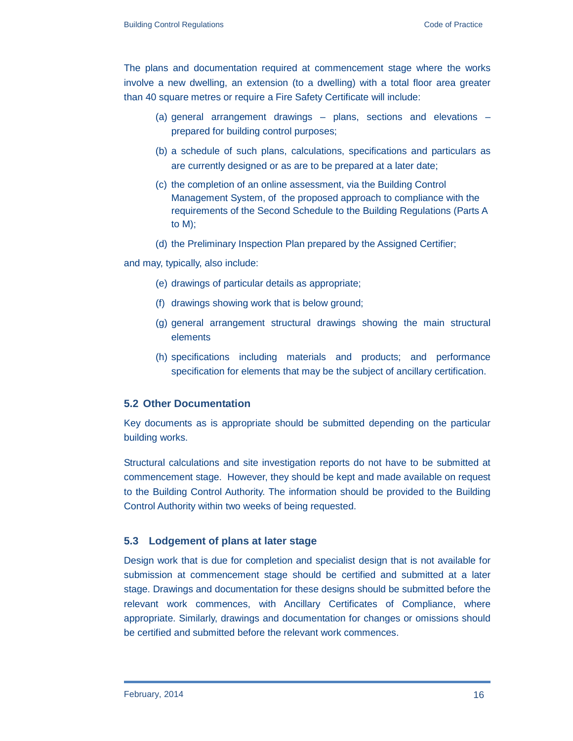The plans and documentation required at commencement stage where the works involve a new dwelling, an extension (to a dwelling) with a total floor area greater than 40 square metres or require a Fire Safety Certificate will include:

(a) general arrangement drawings – plans, sections and elevations – prepared for building control purposes;

(b) a schedule of such plans, calculations, specifications and particulars as are currently designed or as are to be prepared at a later date;

(c) the completion of an online assessment, via the Building Control Management System, of the proposed approach to compliance with the requirements of the Second Schedule to the Building Regulations (Parts A to M);

(d) the Preliminary Inspection Plan prepared by the Assigned Certifier;

and may, typically, also include:

(e) drawings of particular details as appropriate;

(f) drawings showing work that is below ground;

(g) general arrangement structural drawings showing the main structural elements

(h) specifications including materials and products; and performance specification for elements that may be the subject of ancillary certification.

### 5.2 Other Documentation

Key documents as is appropriate should be submitted depending on the particular building works.

Structural calculations and site investigation reports do not have to be submitted at commencement stage. However, they should be kept and made available on request to the Building Control Authority. The information should be provided to the Building Control Authority within two weeks of being requested.

### 5.3 Lodgement of plans at later stage

Design work that is due for completion and specialist design that is not available for submission at commencement stage should be certified and submitted at a later stage. Drawings and documentation for these designs should be submitted before the relevant work commences, with Ancillary Certificates of Compliance, where appropriate. Similarly, drawings and documentation for changes or omissions should be certified and submitted before the relevant work commences.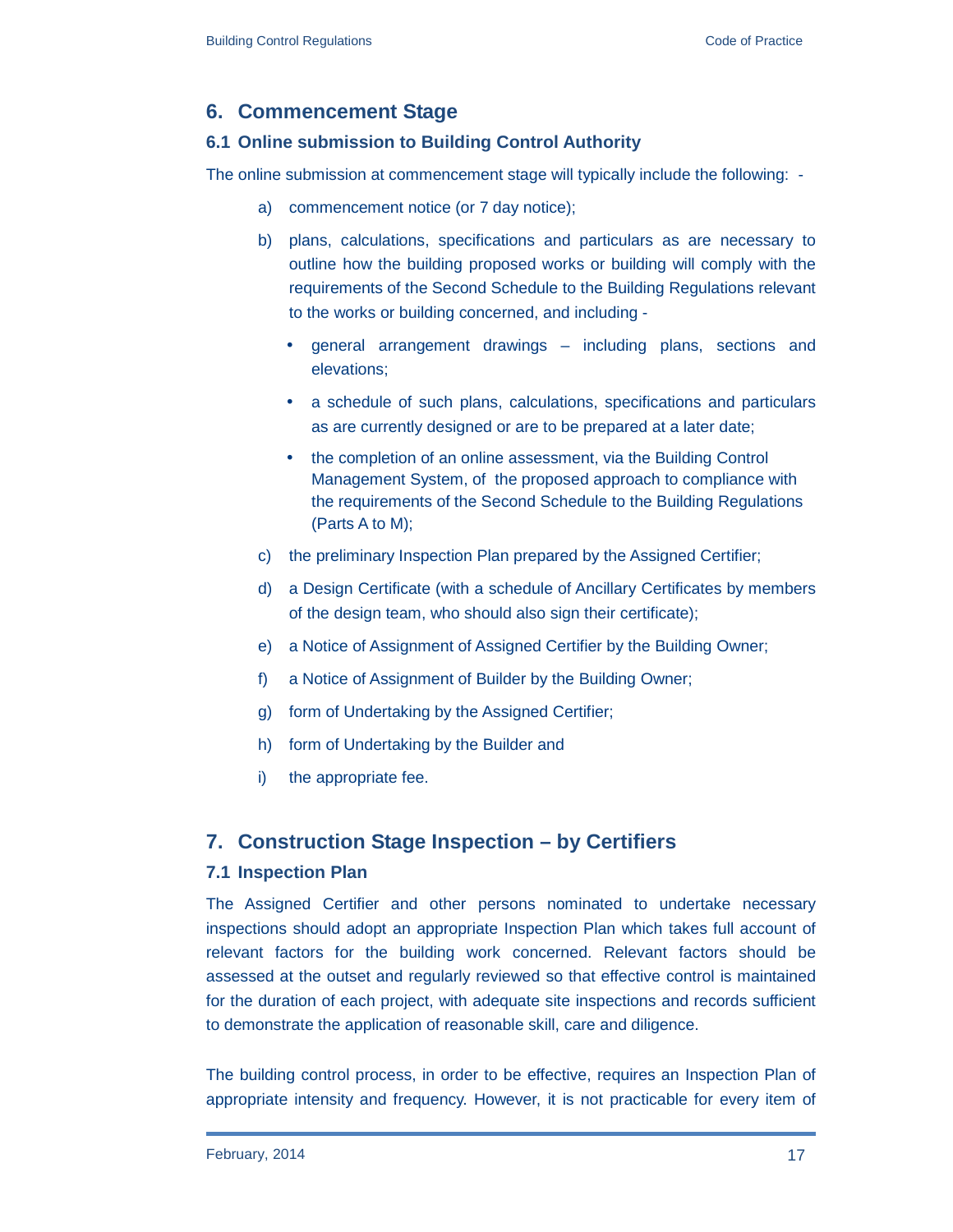## 6. Commencement Stage

### 6.1 Online submission to Building Control Authority

The online submission at commencement stage will typically include the following: -

a) commencement notice (or 7 day notice);

b) plans, calculations, specifications and particulars as are necessary to outline how the building proposed works or building will comply with the requirements of the Second Schedule to the Building Regulations relevant to the works or building concerned, and including -

- general arrangement drawings – including plans, sections and elevations;
- a schedule of such plans, calculations, specifications and particulars as are currently designed or are to be prepared at a later date;
- the completion of an online assessment, via the Building Control Management System, of the proposed approach to compliance with the requirements of the Second Schedule to the Building Regulations (Parts A to M);

c) the preliminary Inspection Plan prepared by the Assigned Certifier;

d) a Design Certificate (with a schedule of Ancillary Certificates by members of the design team, who should also sign their certificate);

e) a Notice of Assignment of Assigned Certifier by the Building Owner;

f) a Notice of Assignment of Builder by the Building Owner;

g) form of Undertaking by the Assigned Certifier;

h) form of Undertaking by the Builder and

i) the appropriate fee.

## 7. Construction Stage Inspection – by Certifiers

### 7.1 Inspection Plan

The Assigned Certifier and other persons nominated to undertake necessary inspections should adopt an appropriate Inspection Plan which takes full account of relevant factors for the building work concerned. Relevant factors should be assessed at the outset and regularly reviewed so that effective control is maintained for the duration of each project, with adequate site inspections and records sufficient to demonstrate the application of reasonable skill, care and diligence.

The building control process, in order to be effective, requires an Inspection Plan of appropriate intensity and frequency. However, it is not practicable for every item of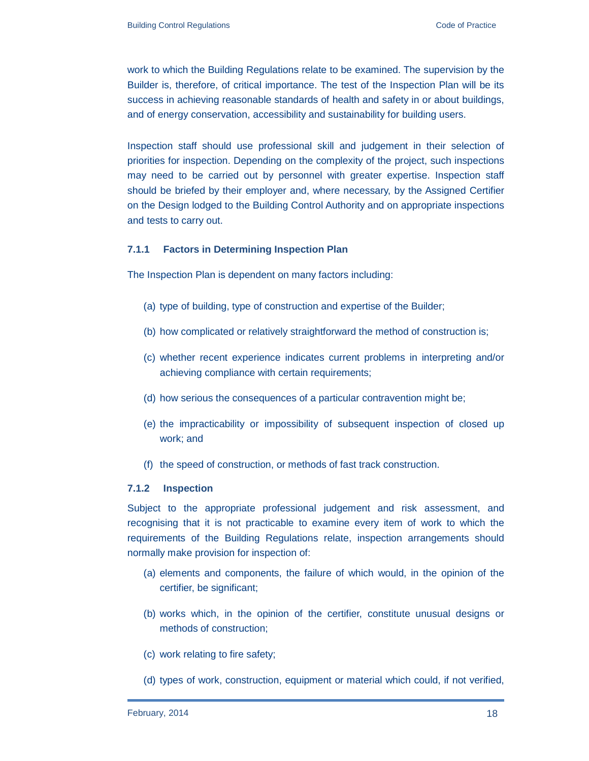work to which the Building Regulations relate to be examined. The supervision by the Builder is, therefore, of critical importance. The test of the Inspection Plan will be its success in achieving reasonable standards of health and safety in or about buildings, and of energy conservation, accessibility and sustainability for building users.

Inspection staff should use professional skill and judgement in their selection of priorities for inspection. Depending on the complexity of the project, such inspections may need to be carried out by personnel with greater expertise. Inspection staff should be briefed by their employer and, where necessary, by the Assigned Certifier on the Design lodged to the Building Control Authority and on appropriate inspections and tests to carry out.

#### 7.1.1 Factors in Determining Inspection Plan

The Inspection Plan is dependent on many factors including:

(a) type of building, type of construction and expertise of the Builder;

(b) how complicated or relatively straightforward the method of construction is;

(c) whether recent experience indicates current problems in interpreting and/or achieving compliance with certain requirements;

(d) how serious the consequences of a particular contravention might be;

(e) the impracticability or impossibility of subsequent inspection of closed up work; and

(f) the speed of construction, or methods of fast track construction.

#### 7.1.2 Inspection

Subject to the appropriate professional judgement and risk assessment, and recognising that it is not practicable to examine every item of work to which the requirements of the Building Regulations relate, inspection arrangements should normally make provision for inspection of:

(a) elements and components, the failure of which would, in the opinion of the certifier, be significant;

(b) works which, in the opinion of the certifier, constitute unusual designs or methods of construction;

(c) work relating to fire safety;

(d) types of work, construction, equipment or material which could, if not verified,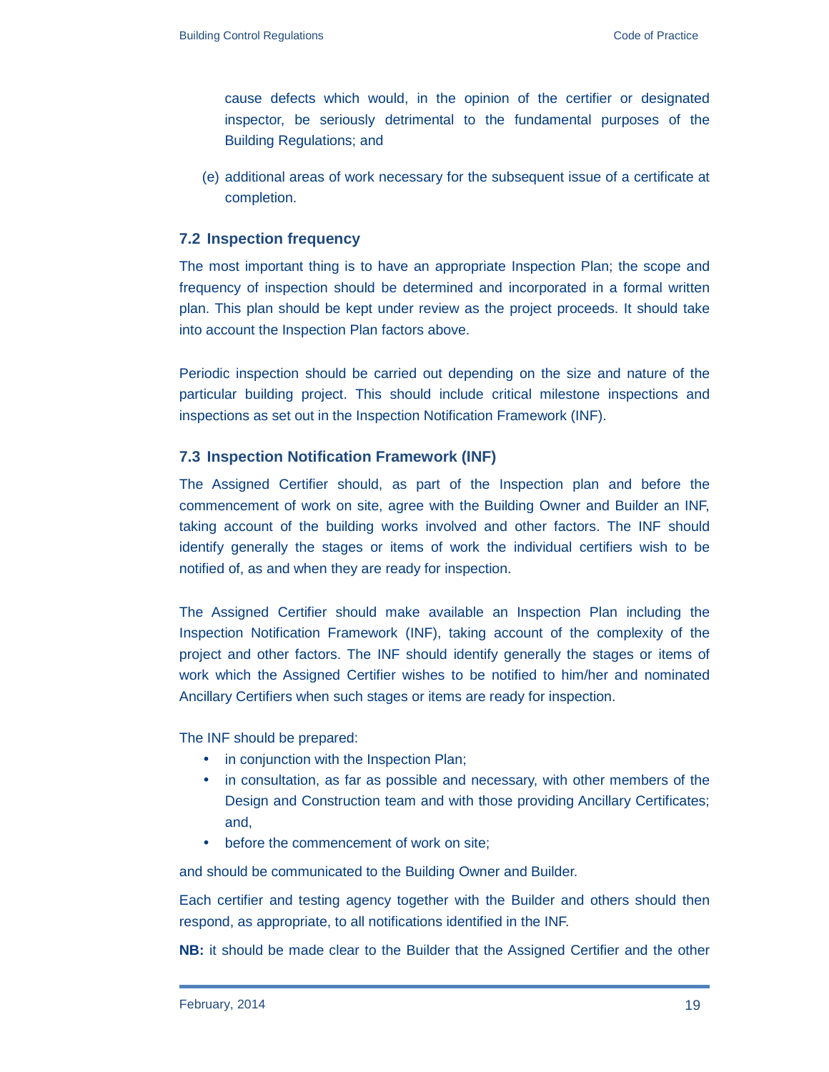cause defects which would, in the opinion of the certifier or designated inspector, be seriously detrimental to the fundamental purposes of the Building Regulations; and

(e) additional areas of work necessary for the subsequent issue of a certificate at completion.

### 7.2 Inspection frequency

The most important thing is to have an appropriate Inspection Plan; the scope and frequency of inspection should be determined and incorporated in a formal written plan. This plan should be kept under review as the project proceeds. It should take into account the Inspection Plan factors above.

Periodic inspection should be carried out depending on the size and nature of the particular building project. This should include critical milestone inspections and inspections as set out in the Inspection Notification Framework (INF).

### 7.3 Inspection Notification Framework (INF)

The Assigned Certifier should, as part of the Inspection plan and before the commencement of work on site, agree with the Building Owner and Builder an INF, taking account of the building works involved and other factors. The INF should identify generally the stages or items of work the individual certifiers wish to be notified of, as and when they are ready for inspection.

The Assigned Certifier should make available an Inspection Plan including the Inspection Notification Framework (INF), taking account of the complexity of the project and other factors. The INF should identify generally the stages or items of work which the Assigned Certifier wishes to be notified to him/her and nominated Ancillary Certifiers when such stages or items are ready for inspection.

The INF should be prepared:

- in conjunction with the Inspection Plan;
- in consultation, as far as possible and necessary, with other members of the Design and Construction team and with those providing Ancillary Certificates; and,
- before the commencement of work on site;

and should be communicated to the Building Owner and Builder.

Each certifier and testing agency together with the Builder and others should then respond, as appropriate, to all notifications identified in the INF.

**NB:** it should be made clear to the Builder that the Assigned Certifier and the other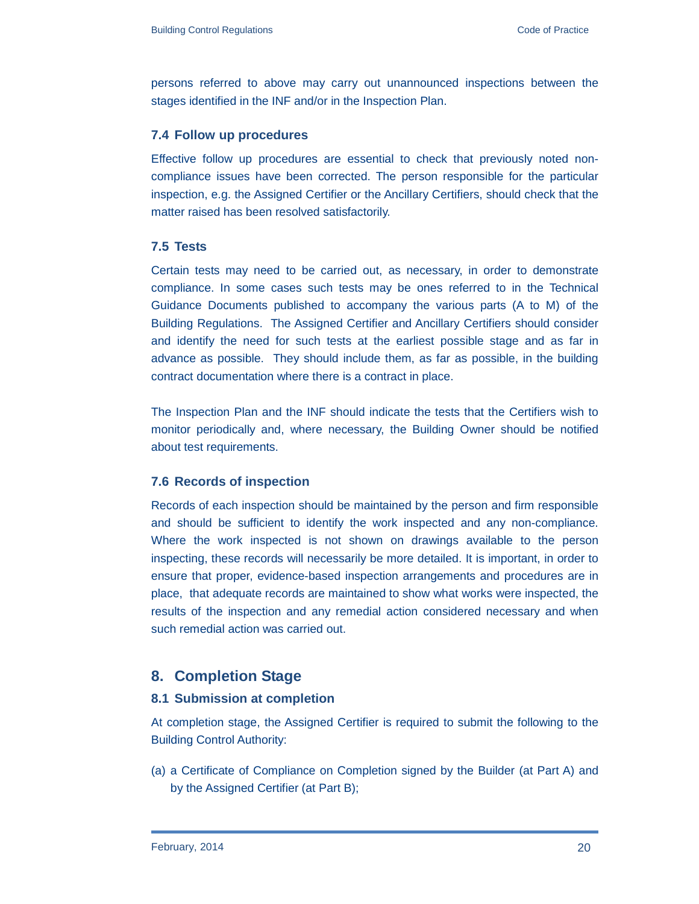persons referred to above may carry out unannounced inspections between the stages identified in the INF and/or in the Inspection Plan.

### 7.4 Follow up procedures

Effective follow up procedures are essential to check that previously noted non-compliance issues have been corrected. The person responsible for the particular inspection, e.g. the Assigned Certifier or the Ancillary Certifiers, should check that the matter raised has been resolved satisfactorily.

### 7.5 Tests

Certain tests may need to be carried out, as necessary, in order to demonstrate compliance. In some cases such tests may be ones referred to in the Technical Guidance Documents published to accompany the various parts (A to M) of the Building Regulations. The Assigned Certifier and Ancillary Certifiers should consider and identify the need for such tests at the earliest possible stage and as far in advance as possible. They should include them, as far as possible, in the building contract documentation where there is a contract in place.

The Inspection Plan and the INF should indicate the tests that the Certifiers wish to monitor periodically and, where necessary, the Building Owner should be notified about test requirements.

### 7.6 Records of inspection

Records of each inspection should be maintained by the person and firm responsible and should be sufficient to identify the work inspected and any non-compliance. Where the work inspected is not shown on drawings available to the person inspecting, these records will necessarily be more detailed. It is important, in order to ensure that proper, evidence-based inspection arrangements and procedures are in place, that adequate records are maintained to show what works were inspected, the results of the inspection and any remedial action considered necessary and when such remedial action was carried out.

## 8. Completion Stage

### 8.1 Submission at completion

At completion stage, the Assigned Certifier is required to submit the following to the Building Control Authority:

(a) a Certificate of Compliance on Completion signed by the Builder (at Part A) and by the Assigned Certifier (at Part B);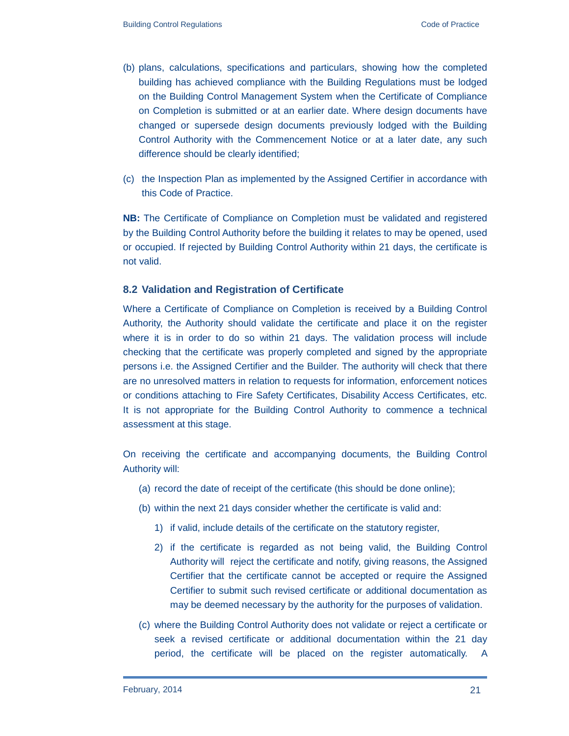(b) plans, calculations, specifications and particulars, showing how the completed building has achieved compliance with the Building Regulations must be lodged on the Building Control Management System when the Certificate of Compliance on Completion is submitted or at an earlier date. Where design documents have changed or supersede design documents previously lodged with the Building Control Authority with the Commencement Notice or at a later date, any such difference should be clearly identified;

(c) the Inspection Plan as implemented by the Assigned Certifier in accordance with this Code of Practice.

**NB:** The Certificate of Compliance on Completion must be validated and registered by the Building Control Authority before the building it relates to may be opened, used or occupied. If rejected by Building Control Authority within 21 days, the certificate is not valid.

### 8.2 Validation and Registration of Certificate

Where a Certificate of Compliance on Completion is received by a Building Control Authority, the Authority should validate the certificate and place it on the register where it is in order to do so within 21 days. The validation process will include checking that the certificate was properly completed and signed by the appropriate persons i.e. the Assigned Certifier and the Builder. The authority will check that there are no unresolved matters in relation to requests for information, enforcement notices or conditions attaching to Fire Safety Certificates, Disability Access Certificates, etc. It is not appropriate for the Building Control Authority to commence a technical assessment at this stage.

On receiving the certificate and accompanying documents, the Building Control Authority will:

(a) record the date of receipt of the certificate (this should be done online);

(b) within the next 21 days consider whether the certificate is valid and:

1) if valid, include details of the certificate on the statutory register,

2) if the certificate is regarded as not being valid, the Building Control Authority will reject the certificate and notify, giving reasons, the Assigned Certifier that the certificate cannot be accepted or require the Assigned Certifier to submit such revised certificate or additional documentation as may be deemed necessary by the authority for the purposes of validation.

(c) where the Building Control Authority does not validate or reject a certificate or seek a revised certificate or additional documentation within the 21 day period, the certificate will be placed on the register automatically. A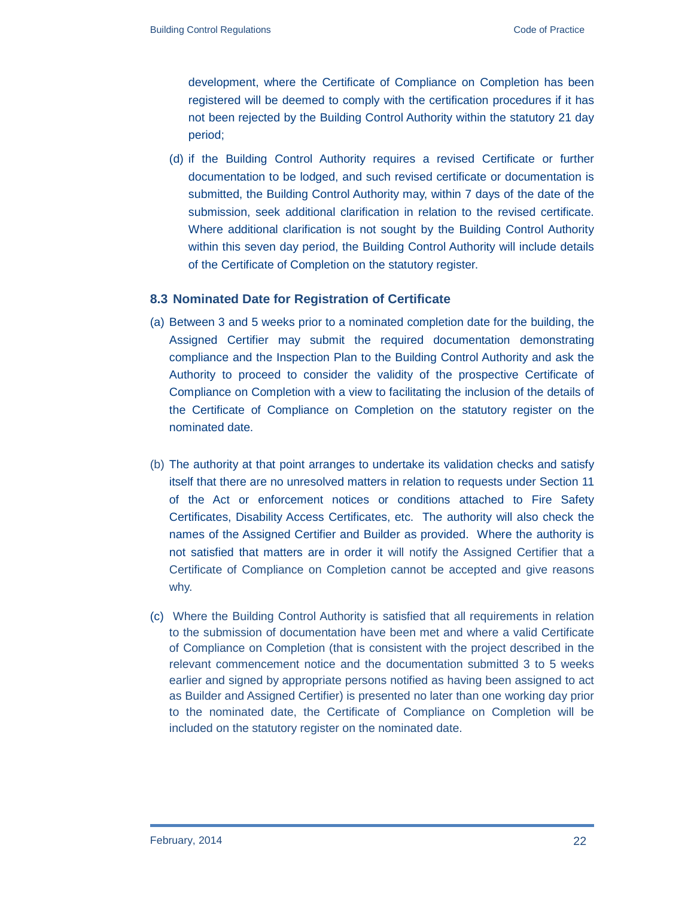development, where the Certificate of Compliance on Completion has been registered will be deemed to comply with the certification procedures if it has not been rejected by the Building Control Authority within the statutory 21 day period;

(d) if the Building Control Authority requires a revised Certificate or further documentation to be lodged, and such revised certificate or documentation is submitted, the Building Control Authority may, within 7 days of the date of the submission, seek additional clarification in relation to the revised certificate. Where additional clarification is not sought by the Building Control Authority within this seven day period, the Building Control Authority will include details of the Certificate of Completion on the statutory register.

### 8.3 Nominated Date for Registration of Certificate

(a) Between 3 and 5 weeks prior to a nominated completion date for the building, the Assigned Certifier may submit the required documentation demonstrating compliance and the Inspection Plan to the Building Control Authority and ask the Authority to proceed to consider the validity of the prospective Certificate of Compliance on Completion with a view to facilitating the inclusion of the details of the Certificate of Compliance on Completion on the statutory register on the nominated date.

(b) The authority at that point arranges to undertake its validation checks and satisfy itself that there are no unresolved matters in relation to requests under Section 11 of the Act or enforcement notices or conditions attached to Fire Safety Certificates, Disability Access Certificates, etc. The authority will also check the names of the Assigned Certifier and Builder as provided. Where the authority is not satisfied that matters are in order it will notify the Assigned Certifier that a Certificate of Compliance on Completion cannot be accepted and give reasons why.

(c) Where the Building Control Authority is satisfied that all requirements in relation to the submission of documentation have been met and where a valid Certificate of Compliance on Completion (that is consistent with the project described in the relevant commencement notice and the documentation submitted 3 to 5 weeks earlier and signed by appropriate persons notified as having been assigned to act as Builder and Assigned Certifier) is presented no later than one working day prior to the nominated date, the Certificate of Compliance on Completion will be included on the statutory register on the nominated date.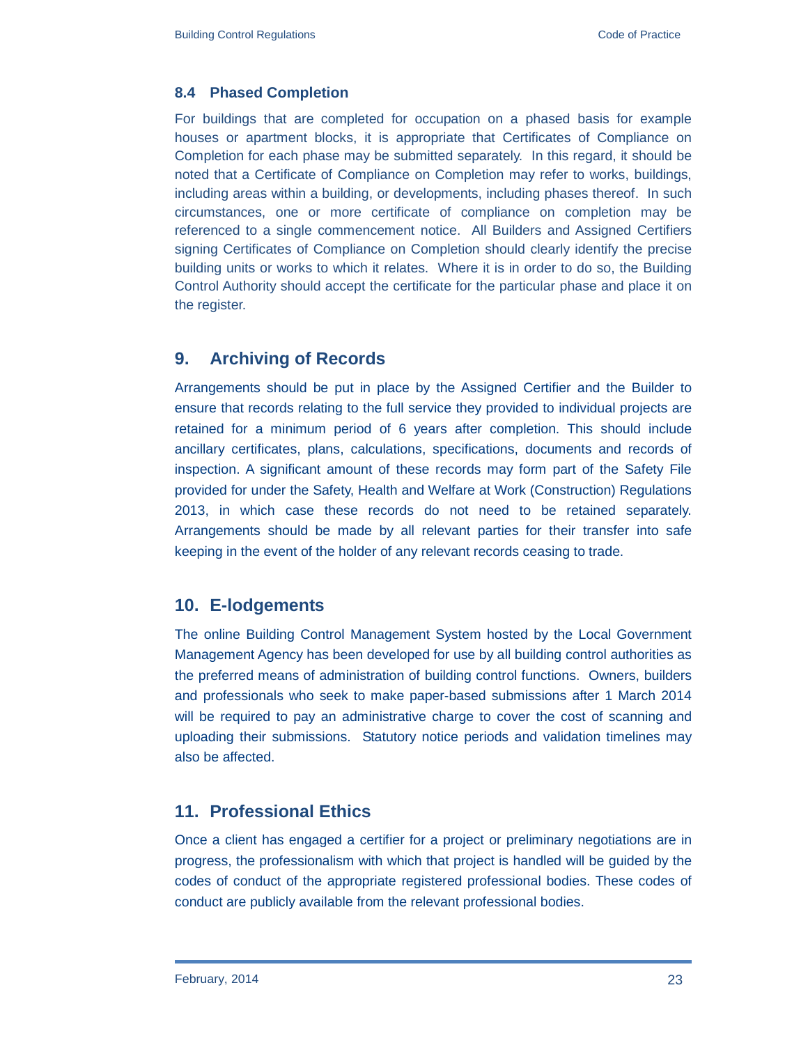### 8.4 Phased Completion

For buildings that are completed for occupation on a phased basis for example houses or apartment blocks, it is appropriate that Certificates of Compliance on Completion for each phase may be submitted separately. In this regard, it should be noted that a Certificate of Compliance on Completion may refer to works, buildings, including areas within a building, or developments, including phases thereof. In such circumstances, one or more certificate of compliance on completion may be referenced to a single commencement notice. All Builders and Assigned Certifiers signing Certificates of Compliance on Completion should clearly identify the precise building units or works to which it relates. Where it is in order to do so, the Building Control Authority should accept the certificate for the particular phase and place it on the register.

## 9. Archiving of Records

Arrangements should be put in place by the Assigned Certifier and the Builder to ensure that records relating to the full service they provided to individual projects are retained for a minimum period of 6 years after completion. This should include ancillary certificates, plans, calculations, specifications, documents and records of inspection. A significant amount of these records may form part of the Safety File provided for under the Safety, Health and Welfare at Work (Construction) Regulations 2013, in which case these records do not need to be retained separately. Arrangements should be made by all relevant parties for their transfer into safe keeping in the event of the holder of any relevant records ceasing to trade.

## 10. E-lodgements

The online Building Control Management System hosted by the Local Government Management Agency has been developed for use by all building control authorities as the preferred means of administration of building control functions. Owners, builders and professionals who seek to make paper-based submissions after 1 March 2014 will be required to pay an administrative charge to cover the cost of scanning and uploading their submissions. Statutory notice periods and validation timelines may also be affected.

## 11. Professional Ethics

Once a client has engaged a certifier for a project or preliminary negotiations are in progress, the professionalism with which that project is handled will be guided by the codes of conduct of the appropriate registered professional bodies. These codes of conduct are publicly available from the relevant professional bodies.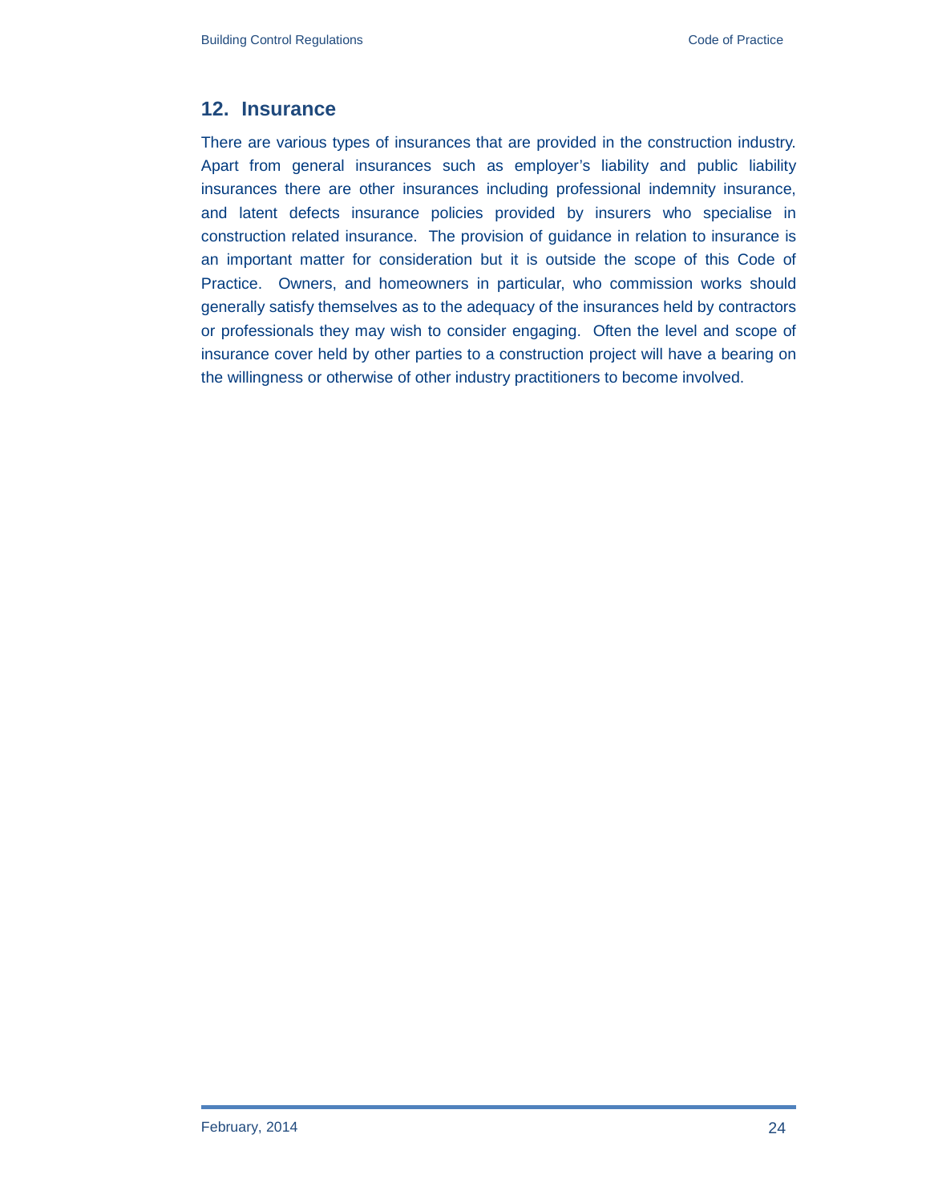## 12. Insurance

There are various types of insurances that are provided in the construction industry. Apart from general insurances such as employer's liability and public liability insurances there are other insurances including professional indemnity insurance, and latent defects insurance policies provided by insurers who specialise in construction related insurance. The provision of guidance in relation to insurance is an important matter for consideration but it is outside the scope of this Code of Practice. Owners, and homeowners in particular, who commission works should generally satisfy themselves as to the adequacy of the insurances held by contractors or professionals they may wish to consider engaging. Often the level and scope of insurance cover held by other parties to a construction project will have a bearing on the willingness or otherwise of other industry practitioners to become involved.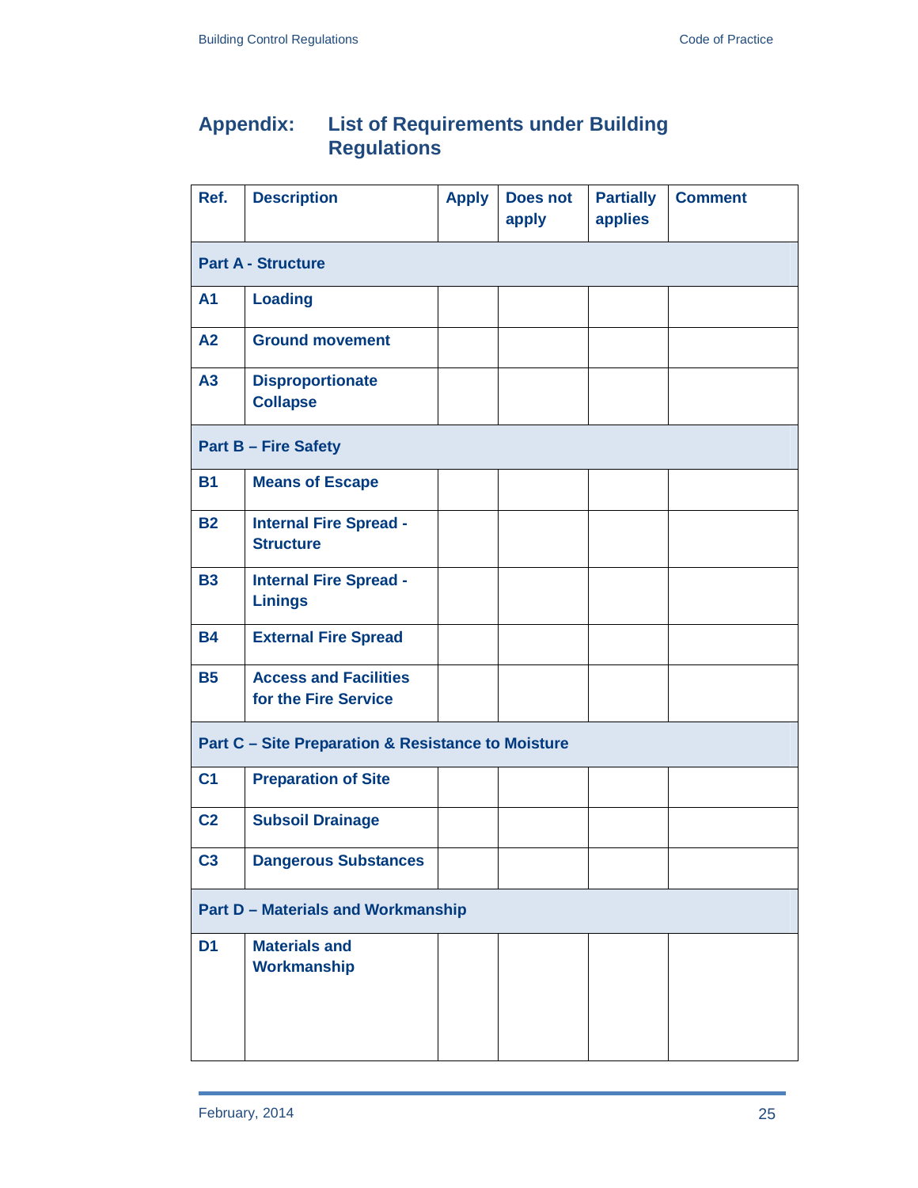# Appendix: List of Requirements under Building Regulations

| Ref. | Description | Apply | Does not apply | Partially applies | Comment |
|---|---|---|---|---|---|
| **Part A - Structure** | | | | | |
| A1 | Loading | | | | |
| A2 | Ground movement | | | | |
| A3 | Disproportionate Collapse | | | | |
| **Part B – Fire Safety** | | | | | |
| B1 | Means of Escape | | | | |
| B2 | Internal Fire Spread - Structure | | | | |
| B3 | Internal Fire Spread - Linings | | | | |
| B4 | External Fire Spread | | | | |
| B5 | Access and Facilities for the Fire Service | | | | |
| **Part C – Site Preparation & Resistance to Moisture** | | | | | |
| C1 | Preparation of Site | | | | |
| C2 | Subsoil Drainage | | | | |
| C3 | Dangerous Substances | | | | |
| **Part D – Materials and Workmanship** | | | | | |
| D1 | Materials and Workmanship | | | | |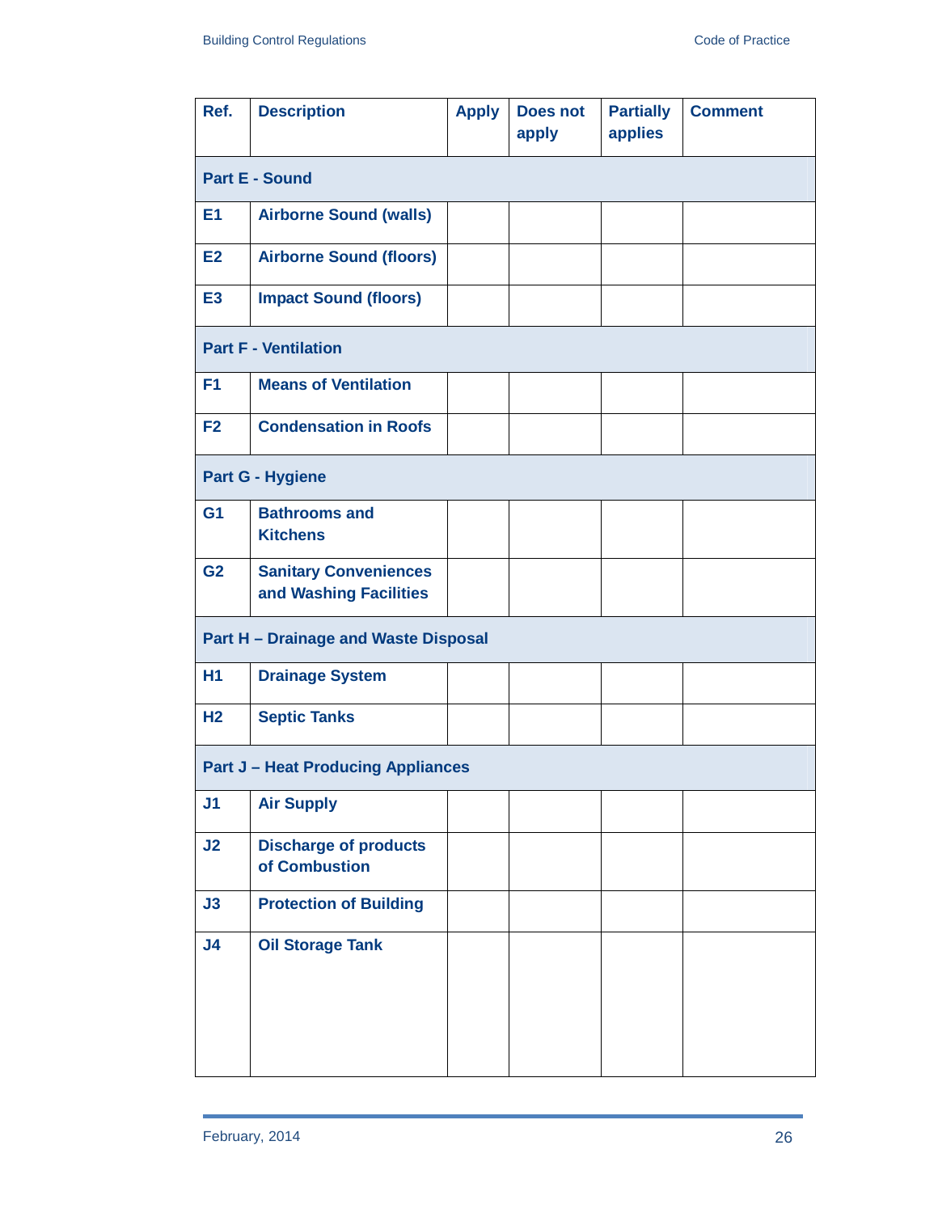| Ref. | Description | Apply | Does not apply | Partially applies | Comment |
|---|---|---|---|---|---|
| **Part E - Sound** | | | | | |
| E1 | Airborne Sound (walls) | | | | |
| E2 | Airborne Sound (floors) | | | | |
| E3 | Impact Sound (floors) | | | | |
| **Part F - Ventilation** | | | | | |
| F1 | Means of Ventilation | | | | |
| F2 | Condensation in Roofs | | | | |
| **Part G - Hygiene** | | | | | |
| G1 | Bathrooms and Kitchens | | | | |
| G2 | Sanitary Conveniences and Washing Facilities | | | | |
| **Part H – Drainage and Waste Disposal** | | | | | |
| H1 | Drainage System | | | | |
| H2 | Septic Tanks | | | | |
| **Part J – Heat Producing Appliances** | | | | | |
| J1 | Air Supply | | | | |
| J2 | Discharge of products of Combustion | | | | |
| J3 | Protection of Building | | | | |
| J4 | Oil Storage Tank | | | | |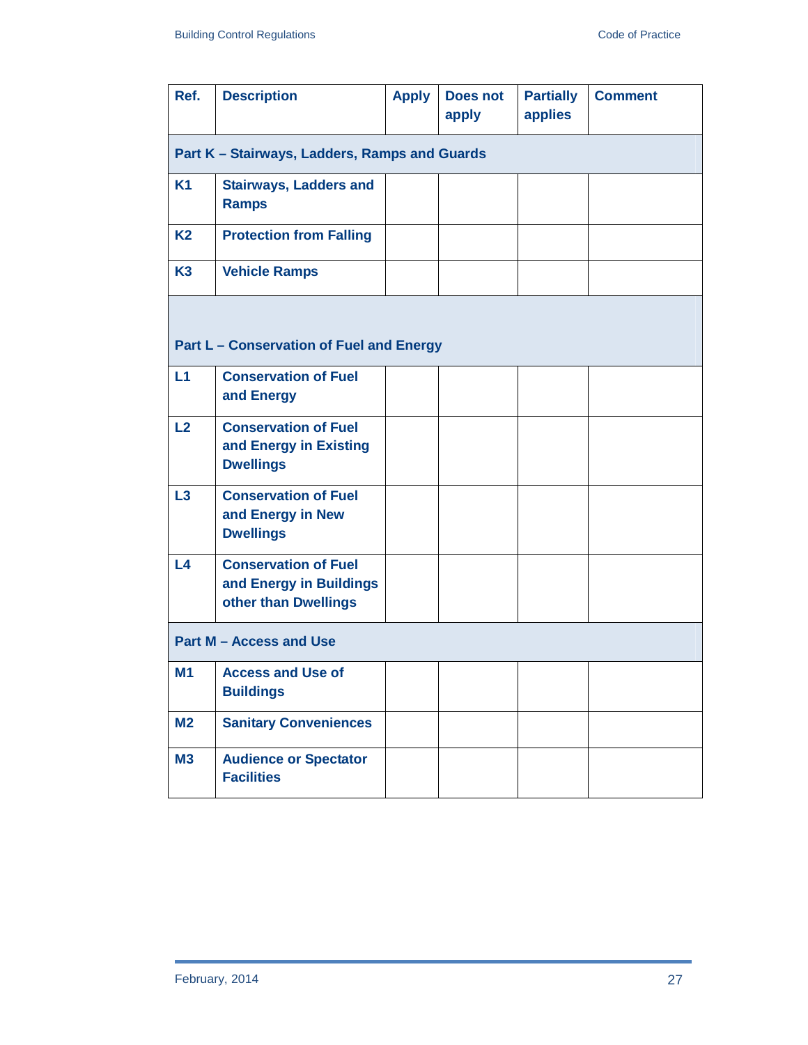| Ref. | Description | Apply | Does not apply | Partially applies | Comment |
|---|---|---|---|---|---|
| **Part K – Stairways, Ladders, Ramps and Guards** | | | | | |
| K1 | Stairways, Ladders and Ramps | | | | |
| K2 | Protection from Falling | | | | |
| K3 | Vehicle Ramps | | | | |
| **Part L – Conservation of Fuel and Energy** | | | | | |
| L1 | Conservation of Fuel and Energy | | | | |
| L2 | Conservation of Fuel and Energy in Existing Dwellings | | | | |
| L3 | Conservation of Fuel and Energy in New Dwellings | | | | |
| L4 | Conservation of Fuel and Energy in Buildings other than Dwellings | | | | |
| **Part M – Access and Use** | | | | | |
| M1 | Access and Use of Buildings | | | | |
| M2 | Sanitary Conveniences | | | | |
| M3 | Audience or Spectator Facilities | | | | |